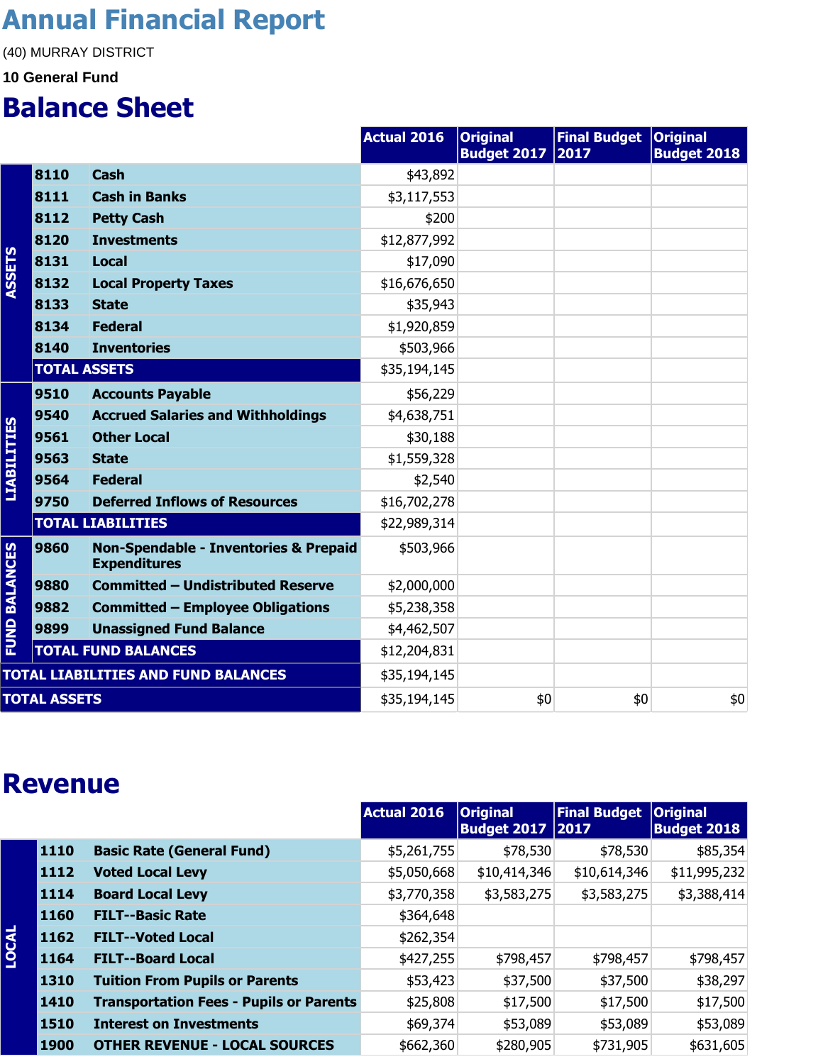# Annual Financial Report

(40) MURRAY DISTRICT

**10 General Fund**

## Balance Sheet

| | | | Actual 2016 | Original Budget 2017 | Final Budget 2017 | Original Budget 2018 |
|---|---|---|---|---|---|---|
| ASSETS | 8110 | Cash | $43,892 | | | |
| | 8111 | Cash in Banks | $3,117,553 | | | |
| | 8112 | Petty Cash | $200 | | | |
| | 8120 | Investments | $12,877,992 | | | |
| | 8131 | Local | $17,090 | | | |
| | 8132 | Local Property Taxes | $16,676,650 | | | |
| | 8133 | State | $35,943 | | | |
| | 8134 | Federal | $1,920,859 | | | |
| | 8140 | Inventories | $503,966 | | | |
| | TOTAL ASSETS | | $35,194,145 | | | |
| LIABILITIES | 9510 | Accounts Payable | $56,229 | | | |
| | 9540 | Accrued Salaries and Withholdings | $4,638,751 | | | |
| | 9561 | Other Local | $30,188 | | | |
| | 9563 | State | $1,559,328 | | | |
| | 9564 | Federal | $2,540 | | | |
| | 9750 | Deferred Inflows of Resources | $16,702,278 | | | |
| | TOTAL LIABILITIES | | $22,989,314 | | | |
| FUND BALANCES | 9860 | Non-Spendable - Inventories & Prepaid Expenditures | $503,966 | | | |
| | 9880 | Committed – Undistributed Reserve | $2,000,000 | | | |
| | 9882 | Committed – Employee Obligations | $5,238,358 | | | |
| | 9899 | Unassigned Fund Balance | $4,462,507 | | | |
| | TOTAL FUND BALANCES | | $12,204,831 | | | |
| TOTAL LIABILITIES AND FUND BALANCES | | | $35,194,145 | | | |
| TOTAL ASSETS | | | $35,194,145 | $0 | $0 | $0 |

## Revenue

| | | | Actual 2016 | Original Budget 2017 | Final Budget 2017 | Original Budget 2018 |
|---|---|---|---|---|---|---|
| LOCAL | 1110 | Basic Rate (General Fund) | $5,261,755 | $78,530 | $78,530 | $85,354 |
| | 1112 | Voted Local Levy | $5,050,668 | $10,414,346 | $10,614,346 | $11,995,232 |
| | 1114 | Board Local Levy | $3,770,358 | $3,583,275 | $3,583,275 | $3,388,414 |
| | 1160 | FILT--Basic Rate | $364,648 | | | |
| | 1162 | FILT--Voted Local | $262,354 | | | |
| | 1164 | FILT--Board Local | $427,255 | $798,457 | $798,457 | $798,457 |
| | 1310 | Tuition From Pupils or Parents | $53,423 | $37,500 | $37,500 | $38,297 |
| | 1410 | Transportation Fees - Pupils or Parents | $25,808 | $17,500 | $17,500 | $17,500 |
| | 1510 | Interest on Investments | $69,374 | $53,089 | $53,089 | $53,089 |
| | 1900 | OTHER REVENUE - LOCAL SOURCES | $662,360 | $280,905 | $731,905 | $631,605 |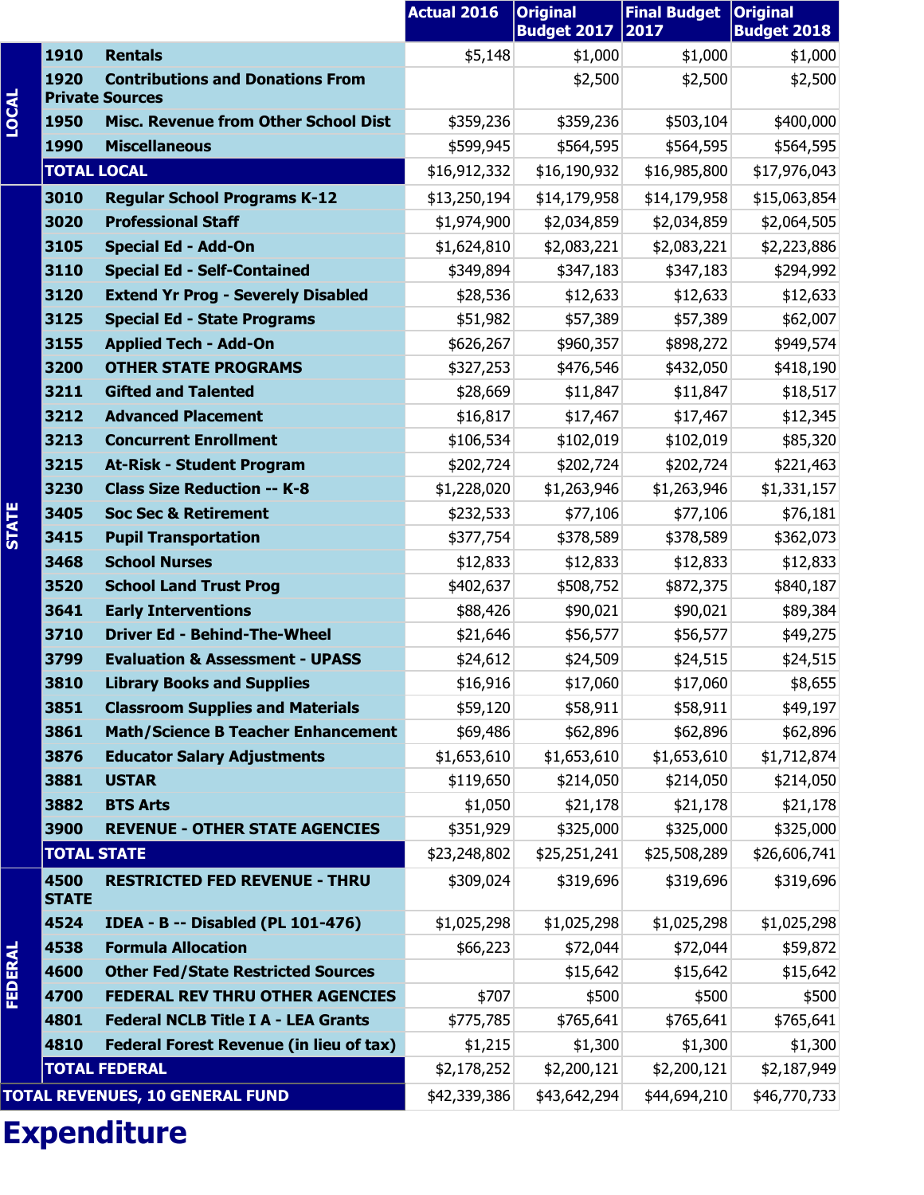| | | | Actual 2016 | Original Budget 2017 | Final Budget 2017 | Original Budget 2018 |
|---|---|---|---|---|---|---|
| LOCAL | 1910 | Rentals | $5,148 | $1,000 | $1,000 | $1,000 |
| | 1920 | Contributions and Donations From Private Sources | | $2,500 | $2,500 | $2,500 |
| | 1950 | Misc. Revenue from Other School Dist | $359,236 | $359,236 | $503,104 | $400,000 |
| | 1990 | Miscellaneous | $599,945 | $564,595 | $564,595 | $564,595 |
| | TOTAL LOCAL | | $16,912,332 | $16,190,932 | $16,985,800 | $17,976,043 |
| STATE | 3010 | Regular School Programs K-12 | $13,250,194 | $14,179,958 | $14,179,958 | $15,063,854 |
| | 3020 | Professional Staff | $1,974,900 | $2,034,859 | $2,034,859 | $2,064,505 |
| | 3105 | Special Ed - Add-On | $1,624,810 | $2,083,221 | $2,083,221 | $2,223,886 |
| | 3110 | Special Ed - Self-Contained | $349,894 | $347,183 | $347,183 | $294,992 |
| | 3120 | Extend Yr Prog - Severely Disabled | $28,536 | $12,633 | $12,633 | $12,633 |
| | 3125 | Special Ed - State Programs | $51,982 | $57,389 | $57,389 | $62,007 |
| | 3155 | Applied Tech - Add-On | $626,267 | $960,357 | $898,272 | $949,574 |
| | 3200 | OTHER STATE PROGRAMS | $327,253 | $476,546 | $432,050 | $418,190 |
| | 3211 | Gifted and Talented | $28,669 | $11,847 | $11,847 | $18,517 |
| | 3212 | Advanced Placement | $16,817 | $17,467 | $17,467 | $12,345 |
| | 3213 | Concurrent Enrollment | $106,534 | $102,019 | $102,019 | $85,320 |
| | 3215 | At-Risk - Student Program | $202,724 | $202,724 | $202,724 | $221,463 |
| | 3230 | Class Size Reduction -- K-8 | $1,228,020 | $1,263,946 | $1,263,946 | $1,331,157 |
| | 3405 | Soc Sec & Retirement | $232,533 | $77,106 | $77,106 | $76,181 |
| | 3415 | Pupil Transportation | $377,754 | $378,589 | $378,589 | $362,073 |
| | 3468 | School Nurses | $12,833 | $12,833 | $12,833 | $12,833 |
| | 3520 | School Land Trust Prog | $402,637 | $508,752 | $872,375 | $840,187 |
| | 3641 | Early Interventions | $88,426 | $90,021 | $90,021 | $89,384 |
| | 3710 | Driver Ed - Behind-The-Wheel | $21,646 | $56,577 | $56,577 | $49,275 |
| | 3799 | Evaluation & Assessment - UPASS | $24,612 | $24,509 | $24,515 | $24,515 |
| | 3810 | Library Books and Supplies | $16,916 | $17,060 | $17,060 | $8,655 |
| | 3851 | Classroom Supplies and Materials | $59,120 | $58,911 | $58,911 | $49,197 |
| | 3861 | Math/Science B Teacher Enhancement | $69,486 | $62,896 | $62,896 | $62,896 |
| | 3876 | Educator Salary Adjustments | $1,653,610 | $1,653,610 | $1,653,610 | $1,712,874 |
| | 3881 | USTAR | $119,650 | $214,050 | $214,050 | $214,050 |
| | 3882 | BTS Arts | $1,050 | $21,178 | $21,178 | $21,178 |
| | 3900 | REVENUE - OTHER STATE AGENCIES | $351,929 | $325,000 | $325,000 | $325,000 |
| | TOTAL STATE | | $23,248,802 | $25,251,241 | $25,508,289 | $26,606,741 |
| FEDERAL | 4500 | RESTRICTED FED REVENUE - THRU STATE | $309,024 | $319,696 | $319,696 | $319,696 |
| | 4524 | IDEA - B -- Disabled (PL 101-476) | $1,025,298 | $1,025,298 | $1,025,298 | $1,025,298 |
| | 4538 | Formula Allocation | $66,223 | $72,044 | $72,044 | $59,872 |
| | 4600 | Other Fed/State Restricted Sources | | $15,642 | $15,642 | $15,642 |
| | 4700 | FEDERAL REV THRU OTHER AGENCIES | $707 | $500 | $500 | $500 |
| | 4801 | Federal NCLB Title I A - LEA Grants | $775,785 | $765,641 | $765,641 | $765,641 |
| | 4810 | Federal Forest Revenue (in lieu of tax) | $1,215 | $1,300 | $1,300 | $1,300 |
| | TOTAL FEDERAL | | $2,178,252 | $2,200,121 | $2,200,121 | $2,187,949 |
| TOTAL REVENUES, 10 GENERAL FUND | | | $42,339,386 | $43,642,294 | $44,694,210 | $46,770,733 |

# Expenditure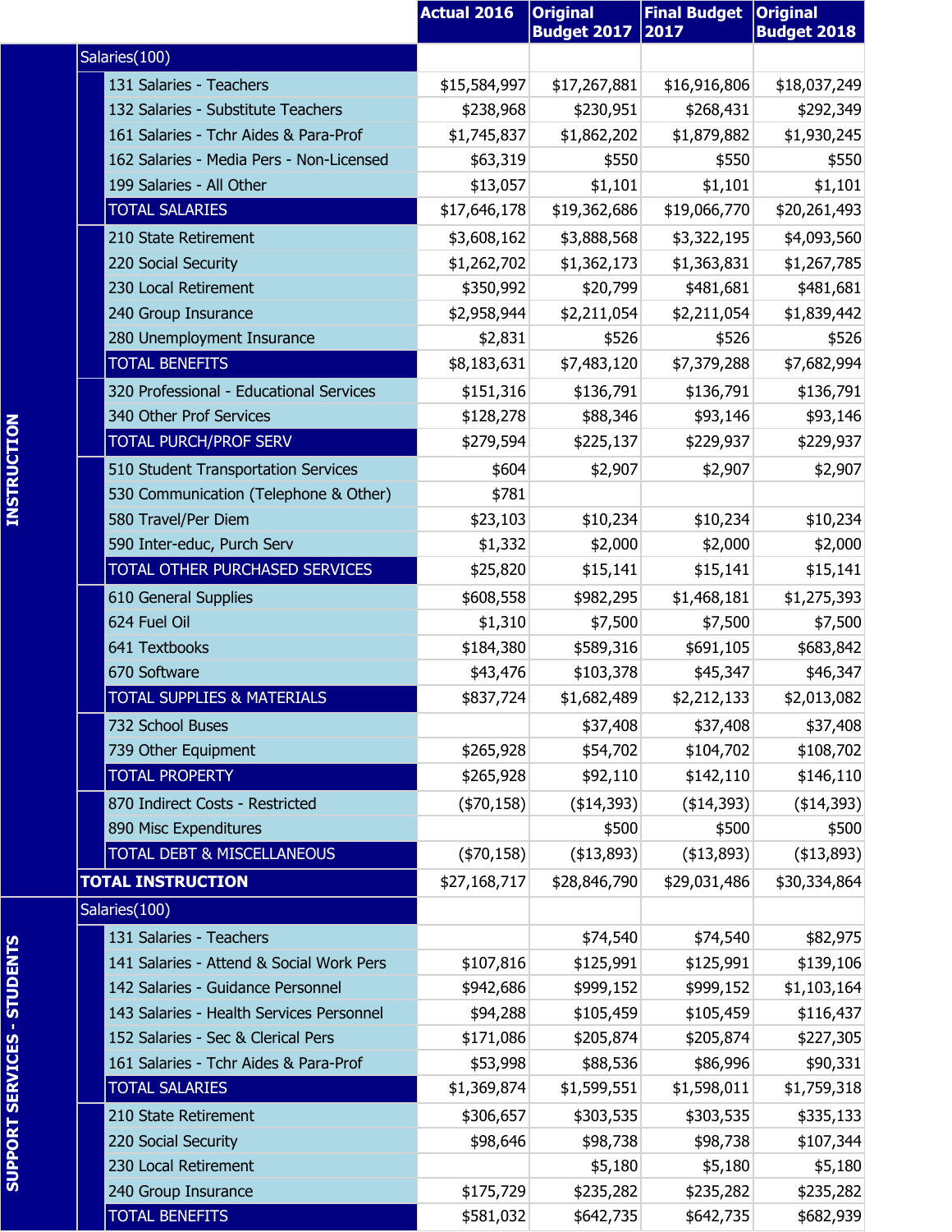| | | Actual 2016 | Original Budget 2017 | Final Budget 2017 | Original Budget 2018 |
|---|---|---|---|---|---|
| INSTRUCTION | Salaries(100) | | | | |
| | 131 Salaries - Teachers | $15,584,997 | $17,267,881 | $16,916,806 | $18,037,249 |
| | 132 Salaries - Substitute Teachers | $238,968 | $230,951 | $268,431 | $292,349 |
| | 161 Salaries - Tchr Aides & Para-Prof | $1,745,837 | $1,862,202 | $1,879,882 | $1,930,245 |
| | 162 Salaries - Media Pers - Non-Licensed | $63,319 | $550 | $550 | $550 |
| | 199 Salaries - All Other | $13,057 | $1,101 | $1,101 | $1,101 |
| | TOTAL SALARIES | $17,646,178 | $19,362,686 | $19,066,770 | $20,261,493 |
| | 210 State Retirement | $3,608,162 | $3,888,568 | $3,322,195 | $4,093,560 |
| | 220 Social Security | $1,262,702 | $1,362,173 | $1,363,831 | $1,267,785 |
| | 230 Local Retirement | $350,992 | $20,799 | $481,681 | $481,681 |
| | 240 Group Insurance | $2,958,944 | $2,211,054 | $2,211,054 | $1,839,442 |
| | 280 Unemployment Insurance | $2,831 | $526 | $526 | $526 |
| | TOTAL BENEFITS | $8,183,631 | $7,483,120 | $7,379,288 | $7,682,994 |
| | 320 Professional - Educational Services | $151,316 | $136,791 | $136,791 | $136,791 |
| | 340 Other Prof Services | $128,278 | $88,346 | $93,146 | $93,146 |
| | TOTAL PURCH/PROF SERV | $279,594 | $225,137 | $229,937 | $229,937 |
| | 510 Student Transportation Services | $604 | $2,907 | $2,907 | $2,907 |
| | 530 Communication (Telephone & Other) | $781 | | | |
| | 580 Travel/Per Diem | $23,103 | $10,234 | $10,234 | $10,234 |
| | 590 Inter-educ, Purch Serv | $1,332 | $2,000 | $2,000 | $2,000 |
| | TOTAL OTHER PURCHASED SERVICES | $25,820 | $15,141 | $15,141 | $15,141 |
| | 610 General Supplies | $608,558 | $982,295 | $1,468,181 | $1,275,393 |
| | 624 Fuel Oil | $1,310 | $7,500 | $7,500 | $7,500 |
| | 641 Textbooks | $184,380 | $589,316 | $691,105 | $683,842 |
| | 670 Software | $43,476 | $103,378 | $45,347 | $46,347 |
| | TOTAL SUPPLIES & MATERIALS | $837,724 | $1,682,489 | $2,212,133 | $2,013,082 |
| | 732 School Buses | | $37,408 | $37,408 | $37,408 |
| | 739 Other Equipment | $265,928 | $54,702 | $104,702 | $108,702 |
| | TOTAL PROPERTY | $265,928 | $92,110 | $142,110 | $146,110 |
| | 870 Indirect Costs - Restricted | ($70,158) | ($14,393) | ($14,393) | ($14,393) |
| | 890 Misc Expenditures | | $500 | $500 | $500 |
| | TOTAL DEBT & MISCELLANEOUS | ($70,158) | ($13,893) | ($13,893) | ($13,893) |
| | **TOTAL INSTRUCTION** | $27,168,717 | $28,846,790 | $29,031,486 | $30,334,864 |
| SUPPORT SERVICES - STUDENTS | Salaries(100) | | | | |
| | 131 Salaries - Teachers | | $74,540 | $74,540 | $82,975 |
| | 141 Salaries - Attend & Social Work Pers | $107,816 | $125,991 | $125,991 | $139,106 |
| | 142 Salaries - Guidance Personnel | $942,686 | $999,152 | $999,152 | $1,103,164 |
| | 143 Salaries - Health Services Personnel | $94,288 | $105,459 | $105,459 | $116,437 |
| | 152 Salaries - Sec & Clerical Pers | $171,086 | $205,874 | $205,874 | $227,305 |
| | 161 Salaries - Tchr Aides & Para-Prof | $53,998 | $88,536 | $86,996 | $90,331 |
| | TOTAL SALARIES | $1,369,874 | $1,599,551 | $1,598,011 | $1,759,318 |
| | 210 State Retirement | $306,657 | $303,535 | $303,535 | $335,133 |
| | 220 Social Security | $98,646 | $98,738 | $98,738 | $107,344 |
| | 230 Local Retirement | | $5,180 | $5,180 | $5,180 |
| | 240 Group Insurance | $175,729 | $235,282 | $235,282 | $235,282 |
| | TOTAL BENEFITS | $581,032 | $642,735 | $642,735 | $682,939 |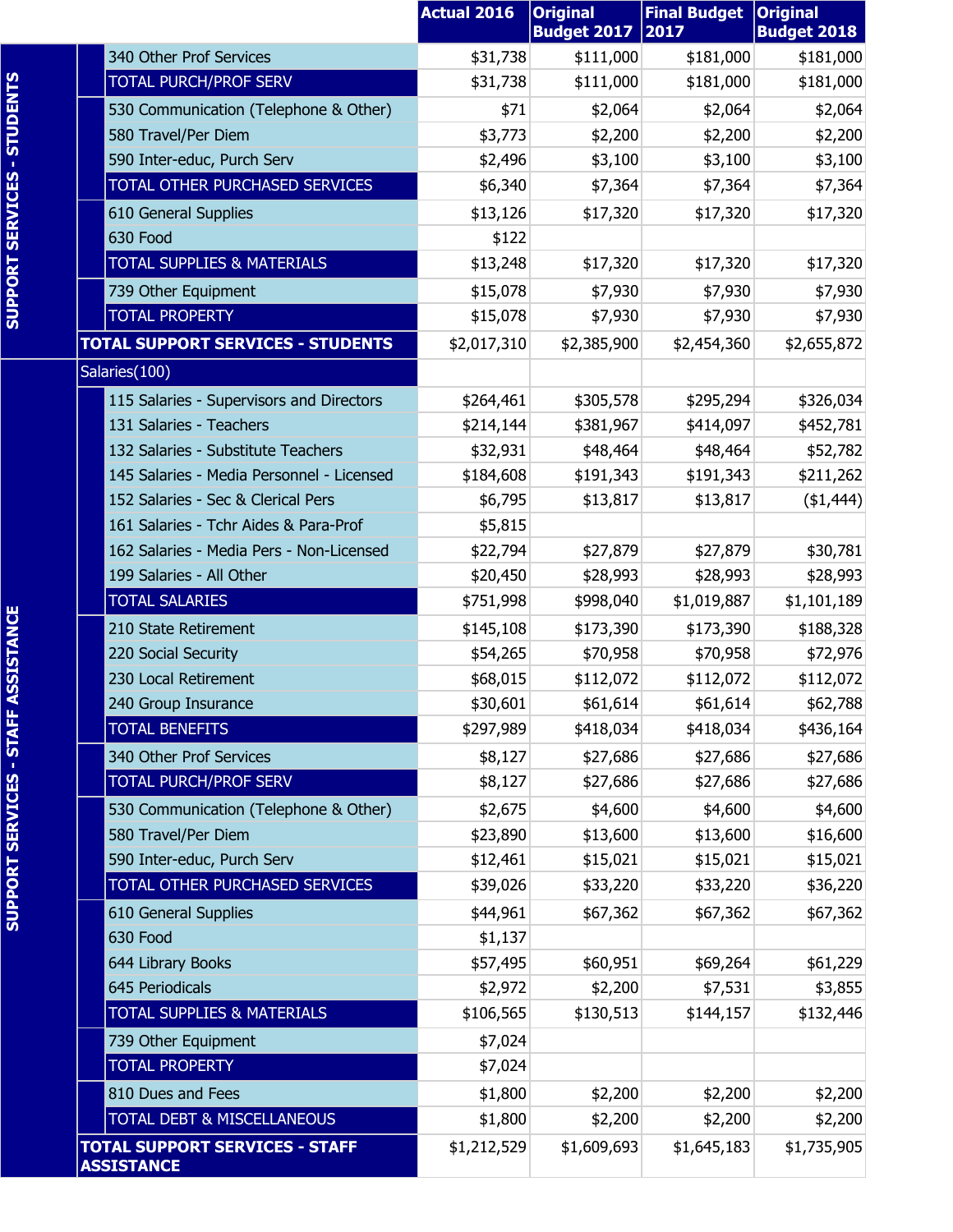| Section | Item | Actual 2016 | Original Budget 2017 | Final Budget 2017 | Original Budget 2018 |
|---|---|---|---|---|---|
| SUPPORT SERVICES - STUDENTS | 340 Other Prof Services | $31,738 | $111,000 | $181,000 | $181,000 |
| | TOTAL PURCH/PROF SERV | $31,738 | $111,000 | $181,000 | $181,000 |
| | 530 Communication (Telephone & Other) | $71 | $2,064 | $2,064 | $2,064 |
| | 580 Travel/Per Diem | $3,773 | $2,200 | $2,200 | $2,200 |
| | 590 Inter-educ, Purch Serv | $2,496 | $3,100 | $3,100 | $3,100 |
| | TOTAL OTHER PURCHASED SERVICES | $6,340 | $7,364 | $7,364 | $7,364 |
| | 610 General Supplies | $13,126 | $17,320 | $17,320 | $17,320 |
| | 630 Food | $122 | | | |
| | TOTAL SUPPLIES & MATERIALS | $13,248 | $17,320 | $17,320 | $17,320 |
| | 739 Other Equipment | $15,078 | $7,930 | $7,930 | $7,930 |
| | TOTAL PROPERTY | $15,078 | $7,930 | $7,930 | $7,930 |
| | **TOTAL SUPPORT SERVICES - STUDENTS** | $2,017,310 | $2,385,900 | $2,454,360 | $2,655,872 |
| SUPPORT SERVICES - STAFF ASSISTANCE | Salaries(100) | | | | |
| | 115 Salaries - Supervisors and Directors | $264,461 | $305,578 | $295,294 | $326,034 |
| | 131 Salaries - Teachers | $214,144 | $381,967 | $414,097 | $452,781 |
| | 132 Salaries - Substitute Teachers | $32,931 | $48,464 | $48,464 | $52,782 |
| | 145 Salaries - Media Personnel - Licensed | $184,608 | $191,343 | $191,343 | $211,262 |
| | 152 Salaries - Sec & Clerical Pers | $6,795 | $13,817 | $13,817 | ($1,444) |
| | 161 Salaries - Tchr Aides & Para-Prof | $5,815 | | | |
| | 162 Salaries - Media Pers - Non-Licensed | $22,794 | $27,879 | $27,879 | $30,781 |
| | 199 Salaries - All Other | $20,450 | $28,993 | $28,993 | $28,993 |
| | TOTAL SALARIES | $751,998 | $998,040 | $1,019,887 | $1,101,189 |
| | 210 State Retirement | $145,108 | $173,390 | $173,390 | $188,328 |
| | 220 Social Security | $54,265 | $70,958 | $70,958 | $72,976 |
| | 230 Local Retirement | $68,015 | $112,072 | $112,072 | $112,072 |
| | 240 Group Insurance | $30,601 | $61,614 | $61,614 | $62,788 |
| | TOTAL BENEFITS | $297,989 | $418,034 | $418,034 | $436,164 |
| | 340 Other Prof Services | $8,127 | $27,686 | $27,686 | $27,686 |
| | TOTAL PURCH/PROF SERV | $8,127 | $27,686 | $27,686 | $27,686 |
| | 530 Communication (Telephone & Other) | $2,675 | $4,600 | $4,600 | $4,600 |
| | 580 Travel/Per Diem | $23,890 | $13,600 | $13,600 | $16,600 |
| | 590 Inter-educ, Purch Serv | $12,461 | $15,021 | $15,021 | $15,021 |
| | TOTAL OTHER PURCHASED SERVICES | $39,026 | $33,220 | $33,220 | $36,220 |
| | 610 General Supplies | $44,961 | $67,362 | $67,362 | $67,362 |
| | 630 Food | $1,137 | | | |
| | 644 Library Books | $57,495 | $60,951 | $69,264 | $61,229 |
| | 645 Periodicals | $2,972 | $2,200 | $7,531 | $3,855 |
| | TOTAL SUPPLIES & MATERIALS | $106,565 | $130,513 | $144,157 | $132,446 |
| | 739 Other Equipment | $7,024 | | | |
| | TOTAL PROPERTY | $7,024 | | | |
| | 810 Dues and Fees | $1,800 | $2,200 | $2,200 | $2,200 |
| | TOTAL DEBT & MISCELLANEOUS | $1,800 | $2,200 | $2,200 | $2,200 |
| | **TOTAL SUPPORT SERVICES - STAFF ASSISTANCE** | $1,212,529 | $1,609,693 | $1,645,183 | $1,735,905 |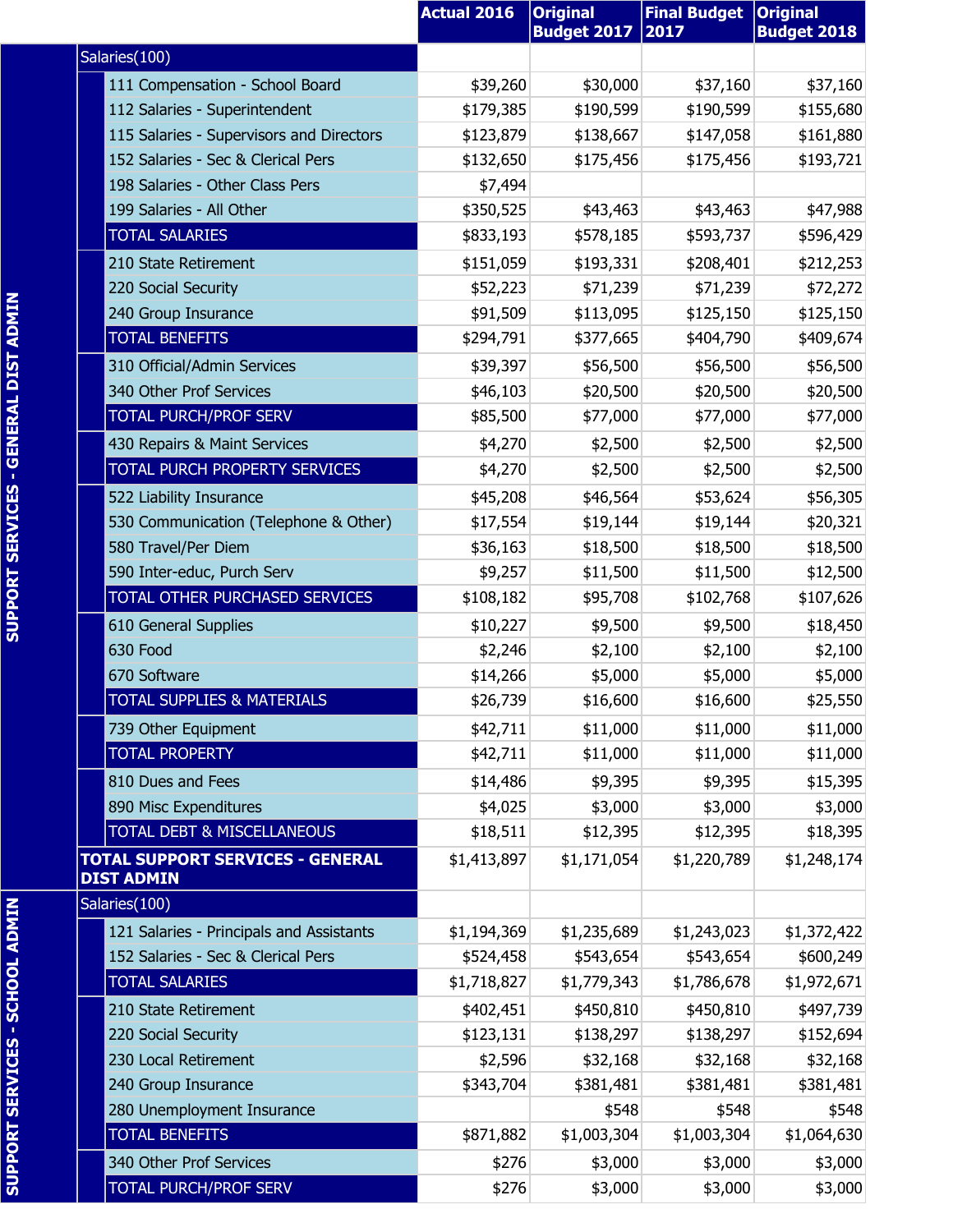| | | Actual 2016 | Original Budget 2017 | Final Budget 2017 | Original Budget 2018 |
|---|---|---|---|---|---|
| SUPPORT SERVICES - GENERAL DIST ADMIN | Salaries(100) | | | | |
| | 111 Compensation - School Board | $39,260 | $30,000 | $37,160 | $37,160 |
| | 112 Salaries - Superintendent | $179,385 | $190,599 | $190,599 | $155,680 |
| | 115 Salaries - Supervisors and Directors | $123,879 | $138,667 | $147,058 | $161,880 |
| | 152 Salaries - Sec & Clerical Pers | $132,650 | $175,456 | $175,456 | $193,721 |
| | 198 Salaries - Other Class Pers | $7,494 | | | |
| | 199 Salaries - All Other | $350,525 | $43,463 | $43,463 | $47,988 |
| | TOTAL SALARIES | $833,193 | $578,185 | $593,737 | $596,429 |
| | 210 State Retirement | $151,059 | $193,331 | $208,401 | $212,253 |
| | 220 Social Security | $52,223 | $71,239 | $71,239 | $72,272 |
| | 240 Group Insurance | $91,509 | $113,095 | $125,150 | $125,150 |
| | TOTAL BENEFITS | $294,791 | $377,665 | $404,790 | $409,674 |
| | 310 Official/Admin Services | $39,397 | $56,500 | $56,500 | $56,500 |
| | 340 Other Prof Services | $46,103 | $20,500 | $20,500 | $20,500 |
| | TOTAL PURCH/PROF SERV | $85,500 | $77,000 | $77,000 | $77,000 |
| | 430 Repairs & Maint Services | $4,270 | $2,500 | $2,500 | $2,500 |
| | TOTAL PURCH PROPERTY SERVICES | $4,270 | $2,500 | $2,500 | $2,500 |
| | 522 Liability Insurance | $45,208 | $46,564 | $53,624 | $56,305 |
| | 530 Communication (Telephone & Other) | $17,554 | $19,144 | $19,144 | $20,321 |
| | 580 Travel/Per Diem | $36,163 | $18,500 | $18,500 | $18,500 |
| | 590 Inter-educ, Purch Serv | $9,257 | $11,500 | $11,500 | $12,500 |
| | TOTAL OTHER PURCHASED SERVICES | $108,182 | $95,708 | $102,768 | $107,626 |
| | 610 General Supplies | $10,227 | $9,500 | $9,500 | $18,450 |
| | 630 Food | $2,246 | $2,100 | $2,100 | $2,100 |
| | 670 Software | $14,266 | $5,000 | $5,000 | $5,000 |
| | TOTAL SUPPLIES & MATERIALS | $26,739 | $16,600 | $16,600 | $25,550 |
| | 739 Other Equipment | $42,711 | $11,000 | $11,000 | $11,000 |
| | TOTAL PROPERTY | $42,711 | $11,000 | $11,000 | $11,000 |
| | 810 Dues and Fees | $14,486 | $9,395 | $9,395 | $15,395 |
| | 890 Misc Expenditures | $4,025 | $3,000 | $3,000 | $3,000 |
| | TOTAL DEBT & MISCELLANEOUS | $18,511 | $12,395 | $12,395 | $18,395 |
| | **TOTAL SUPPORT SERVICES - GENERAL DIST ADMIN** | $1,413,897 | $1,171,054 | $1,220,789 | $1,248,174 |
| SUPPORT SERVICES - SCHOOL ADMIN | Salaries(100) | | | | |
| | 121 Salaries - Principals and Assistants | $1,194,369 | $1,235,689 | $1,243,023 | $1,372,422 |
| | 152 Salaries - Sec & Clerical Pers | $524,458 | $543,654 | $543,654 | $600,249 |
| | TOTAL SALARIES | $1,718,827 | $1,779,343 | $1,786,678 | $1,972,671 |
| | 210 State Retirement | $402,451 | $450,810 | $450,810 | $497,739 |
| | 220 Social Security | $123,131 | $138,297 | $138,297 | $152,694 |
| | 230 Local Retirement | $2,596 | $32,168 | $32,168 | $32,168 |
| | 240 Group Insurance | $343,704 | $381,481 | $381,481 | $381,481 |
| | 280 Unemployment Insurance | | $548 | $548 | $548 |
| | TOTAL BENEFITS | $871,882 | $1,003,304 | $1,003,304 | $1,064,630 |
| | 340 Other Prof Services | $276 | $3,000 | $3,000 | $3,000 |
| | TOTAL PURCH/PROF SERV | $276 | $3,000 | $3,000 | $3,000 |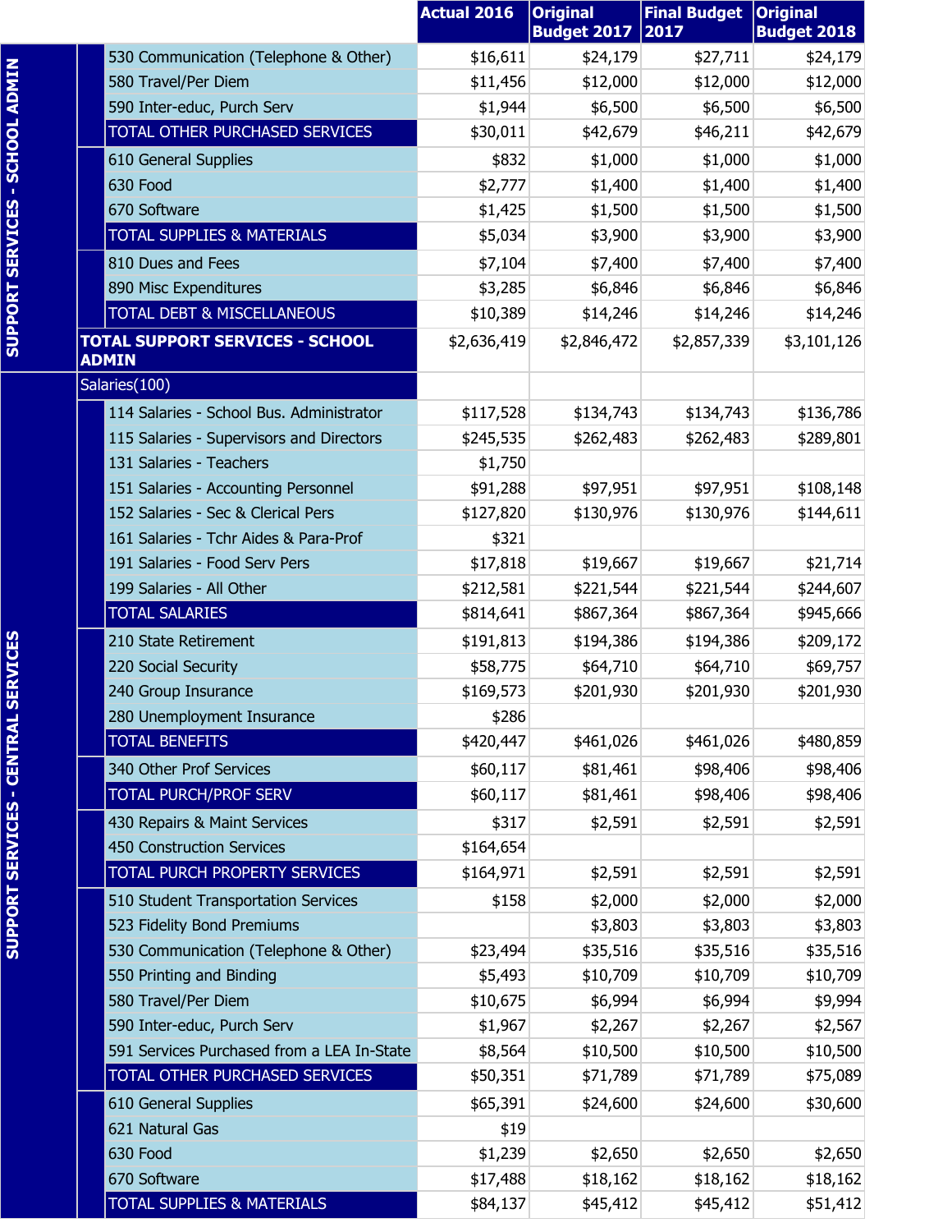| | | Actual 2016 | Original Budget 2017 | Final Budget 2017 | Original Budget 2018 |
|---|---|---|---|---|---|
| SUPPORT SERVICES - SCHOOL ADMIN | 530 Communication (Telephone & Other) | $16,611 | $24,179 | $27,711 | $24,179 |
| | 580 Travel/Per Diem | $11,456 | $12,000 | $12,000 | $12,000 |
| | 590 Inter-educ, Purch Serv | $1,944 | $6,500 | $6,500 | $6,500 |
| | TOTAL OTHER PURCHASED SERVICES | $30,011 | $42,679 | $46,211 | $42,679 |
| | 610 General Supplies | $832 | $1,000 | $1,000 | $1,000 |
| | 630 Food | $2,777 | $1,400 | $1,400 | $1,400 |
| | 670 Software | $1,425 | $1,500 | $1,500 | $1,500 |
| | TOTAL SUPPLIES & MATERIALS | $5,034 | $3,900 | $3,900 | $3,900 |
| | 810 Dues and Fees | $7,104 | $7,400 | $7,400 | $7,400 |
| | 890 Misc Expenditures | $3,285 | $6,846 | $6,846 | $6,846 |
| | TOTAL DEBT & MISCELLANEOUS | $10,389 | $14,246 | $14,246 | $14,246 |
| | **TOTAL SUPPORT SERVICES - SCHOOL ADMIN** | $2,636,419 | $2,846,472 | $2,857,339 | $3,101,126 |
| SUPPORT SERVICES - CENTRAL SERVICES | Salaries(100) | | | | |
| | 114 Salaries - School Bus. Administrator | $117,528 | $134,743 | $134,743 | $136,786 |
| | 115 Salaries - Supervisors and Directors | $245,535 | $262,483 | $262,483 | $289,801 |
| | 131 Salaries - Teachers | $1,750 | | | |
| | 151 Salaries - Accounting Personnel | $91,288 | $97,951 | $97,951 | $108,148 |
| | 152 Salaries - Sec & Clerical Pers | $127,820 | $130,976 | $130,976 | $144,611 |
| | 161 Salaries - Tchr Aides & Para-Prof | $321 | | | |
| | 191 Salaries - Food Serv Pers | $17,818 | $19,667 | $19,667 | $21,714 |
| | 199 Salaries - All Other | $212,581 | $221,544 | $221,544 | $244,607 |
| | TOTAL SALARIES | $814,641 | $867,364 | $867,364 | $945,666 |
| | 210 State Retirement | $191,813 | $194,386 | $194,386 | $209,172 |
| | 220 Social Security | $58,775 | $64,710 | $64,710 | $69,757 |
| | 240 Group Insurance | $169,573 | $201,930 | $201,930 | $201,930 |
| | 280 Unemployment Insurance | $286 | | | |
| | TOTAL BENEFITS | $420,447 | $461,026 | $461,026 | $480,859 |
| | 340 Other Prof Services | $60,117 | $81,461 | $98,406 | $98,406 |
| | TOTAL PURCH/PROF SERV | $60,117 | $81,461 | $98,406 | $98,406 |
| | 430 Repairs & Maint Services | $317 | $2,591 | $2,591 | $2,591 |
| | 450 Construction Services | $164,654 | | | |
| | TOTAL PURCH PROPERTY SERVICES | $164,971 | $2,591 | $2,591 | $2,591 |
| | 510 Student Transportation Services | $158 | $2,000 | $2,000 | $2,000 |
| | 523 Fidelity Bond Premiums | | $3,803 | $3,803 | $3,803 |
| | 530 Communication (Telephone & Other) | $23,494 | $35,516 | $35,516 | $35,516 |
| | 550 Printing and Binding | $5,493 | $10,709 | $10,709 | $10,709 |
| | 580 Travel/Per Diem | $10,675 | $6,994 | $6,994 | $9,994 |
| | 590 Inter-educ, Purch Serv | $1,967 | $2,267 | $2,267 | $2,567 |
| | 591 Services Purchased from a LEA In-State | $8,564 | $10,500 | $10,500 | $10,500 |
| | TOTAL OTHER PURCHASED SERVICES | $50,351 | $71,789 | $71,789 | $75,089 |
| | 610 General Supplies | $65,391 | $24,600 | $24,600 | $30,600 |
| | 621 Natural Gas | $19 | | | |
| | 630 Food | $1,239 | $2,650 | $2,650 | $2,650 |
| | 670 Software | $17,488 | $18,162 | $18,162 | $18,162 |
| | TOTAL SUPPLIES & MATERIALS | $84,137 | $45,412 | $45,412 | $51,412 |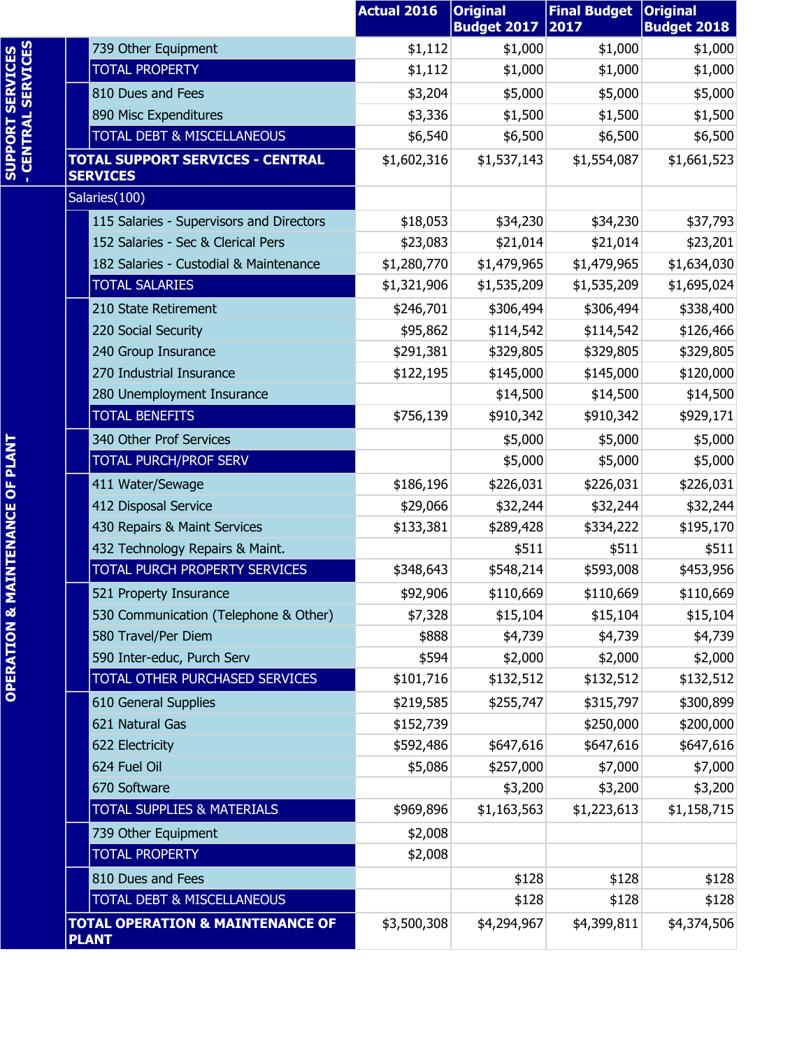| Section | Line Item | Actual 2016 | Original Budget 2017 | Final Budget 2017 | Original Budget 2018 |
|---|---|---|---|---|---|
| SUPPORT SERVICES - CENTRAL SERVICES | 739 Other Equipment | $1,112 | $1,000 | $1,000 | $1,000 |
| | TOTAL PROPERTY | $1,112 | $1,000 | $1,000 | $1,000 |
| | 810 Dues and Fees | $3,204 | $5,000 | $5,000 | $5,000 |
| | 890 Misc Expenditures | $3,336 | $1,500 | $1,500 | $1,500 |
| | TOTAL DEBT & MISCELLANEOUS | $6,540 | $6,500 | $6,500 | $6,500 |
| | **TOTAL SUPPORT SERVICES - CENTRAL SERVICES** | $1,602,316 | $1,537,143 | $1,554,087 | $1,661,523 |
| OPERATION & MAINTENANCE OF PLANT | Salaries(100) | | | | |
| | 115 Salaries - Supervisors and Directors | $18,053 | $34,230 | $34,230 | $37,793 |
| | 152 Salaries - Sec & Clerical Pers | $23,083 | $21,014 | $21,014 | $23,201 |
| | 182 Salaries - Custodial & Maintenance | $1,280,770 | $1,479,965 | $1,479,965 | $1,634,030 |
| | TOTAL SALARIES | $1,321,906 | $1,535,209 | $1,535,209 | $1,695,024 |
| | 210 State Retirement | $246,701 | $306,494 | $306,494 | $338,400 |
| | 220 Social Security | $95,862 | $114,542 | $114,542 | $126,466 |
| | 240 Group Insurance | $291,381 | $329,805 | $329,805 | $329,805 |
| | 270 Industrial Insurance | $122,195 | $145,000 | $145,000 | $120,000 |
| | 280 Unemployment Insurance | | $14,500 | $14,500 | $14,500 |
| | TOTAL BENEFITS | $756,139 | $910,342 | $910,342 | $929,171 |
| | 340 Other Prof Services | | $5,000 | $5,000 | $5,000 |
| | TOTAL PURCH/PROF SERV | | $5,000 | $5,000 | $5,000 |
| | 411 Water/Sewage | $186,196 | $226,031 | $226,031 | $226,031 |
| | 412 Disposal Service | $29,066 | $32,244 | $32,244 | $32,244 |
| | 430 Repairs & Maint Services | $133,381 | $289,428 | $334,222 | $195,170 |
| | 432 Technology Repairs & Maint. | | $511 | $511 | $511 |
| | TOTAL PURCH PROPERTY SERVICES | $348,643 | $548,214 | $593,008 | $453,956 |
| | 521 Property Insurance | $92,906 | $110,669 | $110,669 | $110,669 |
| | 530 Communication (Telephone & Other) | $7,328 | $15,104 | $15,104 | $15,104 |
| | 580 Travel/Per Diem | $888 | $4,739 | $4,739 | $4,739 |
| | 590 Inter-educ, Purch Serv | $594 | $2,000 | $2,000 | $2,000 |
| | TOTAL OTHER PURCHASED SERVICES | $101,716 | $132,512 | $132,512 | $132,512 |
| | 610 General Supplies | $219,585 | $255,747 | $315,797 | $300,899 |
| | 621 Natural Gas | $152,739 | | $250,000 | $200,000 |
| | 622 Electricity | $592,486 | $647,616 | $647,616 | $647,616 |
| | 624 Fuel Oil | $5,086 | $257,000 | $7,000 | $7,000 |
| | 670 Software | | $3,200 | $3,200 | $3,200 |
| | TOTAL SUPPLIES & MATERIALS | $969,896 | $1,163,563 | $1,223,613 | $1,158,715 |
| | 739 Other Equipment | $2,008 | | | |
| | TOTAL PROPERTY | $2,008 | | | |
| | 810 Dues and Fees | | $128 | $128 | $128 |
| | TOTAL DEBT & MISCELLANEOUS | | $128 | $128 | $128 |
| | **TOTAL OPERATION & MAINTENANCE OF PLANT** | $3,500,308 | $4,294,967 | $4,399,811 | $4,374,506 |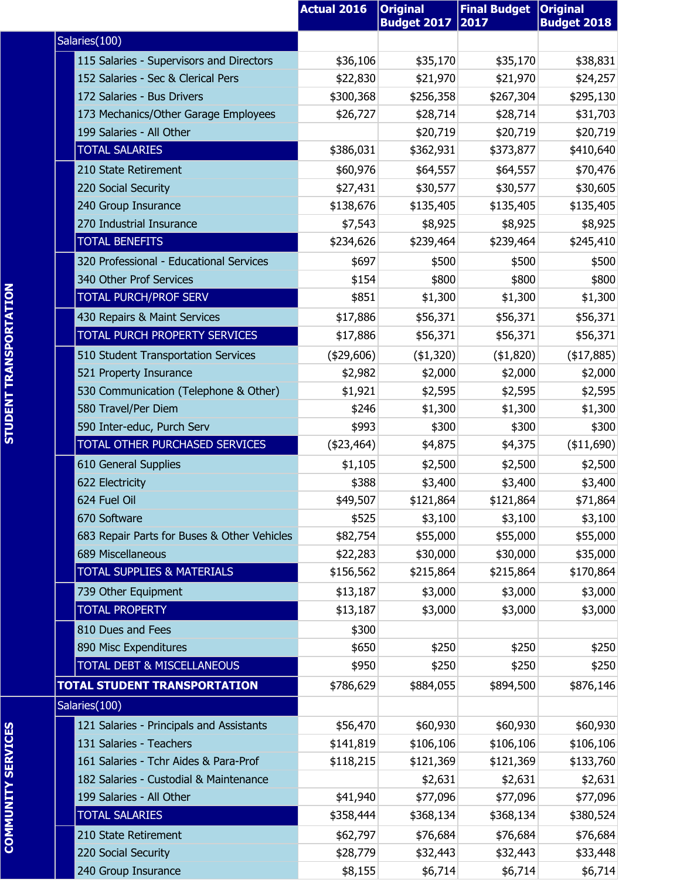| | | Actual 2016 | Original Budget 2017 | Final Budget 2017 | Original Budget 2018 |
|---|---|---|---|---|---|
| STUDENT TRANSPORTATION | Salaries(100) | | | | |
| | 115 Salaries - Supervisors and Directors | $36,106 | $35,170 | $35,170 | $38,831 |
| | 152 Salaries - Sec & Clerical Pers | $22,830 | $21,970 | $21,970 | $24,257 |
| | 172 Salaries - Bus Drivers | $300,368 | $256,358 | $267,304 | $295,130 |
| | 173 Mechanics/Other Garage Employees | $26,727 | $28,714 | $28,714 | $31,703 |
| | 199 Salaries - All Other | | $20,719 | $20,719 | $20,719 |
| | TOTAL SALARIES | $386,031 | $362,931 | $373,877 | $410,640 |
| | 210 State Retirement | $60,976 | $64,557 | $64,557 | $70,476 |
| | 220 Social Security | $27,431 | $30,577 | $30,577 | $30,605 |
| | 240 Group Insurance | $138,676 | $135,405 | $135,405 | $135,405 |
| | 270 Industrial Insurance | $7,543 | $8,925 | $8,925 | $8,925 |
| | TOTAL BENEFITS | $234,626 | $239,464 | $239,464 | $245,410 |
| | 320 Professional - Educational Services | $697 | $500 | $500 | $500 |
| | 340 Other Prof Services | $154 | $800 | $800 | $800 |
| | TOTAL PURCH/PROF SERV | $851 | $1,300 | $1,300 | $1,300 |
| | 430 Repairs & Maint Services | $17,886 | $56,371 | $56,371 | $56,371 |
| | TOTAL PURCH PROPERTY SERVICES | $17,886 | $56,371 | $56,371 | $56,371 |
| | 510 Student Transportation Services | ($29,606) | ($1,320) | ($1,820) | ($17,885) |
| | 521 Property Insurance | $2,982 | $2,000 | $2,000 | $2,000 |
| | 530 Communication (Telephone & Other) | $1,921 | $2,595 | $2,595 | $2,595 |
| | 580 Travel/Per Diem | $246 | $1,300 | $1,300 | $1,300 |
| | 590 Inter-educ, Purch Serv | $993 | $300 | $300 | $300 |
| | TOTAL OTHER PURCHASED SERVICES | ($23,464) | $4,875 | $4,375 | ($11,690) |
| | 610 General Supplies | $1,105 | $2,500 | $2,500 | $2,500 |
| | 622 Electricity | $388 | $3,400 | $3,400 | $3,400 |
| | 624 Fuel Oil | $49,507 | $121,864 | $121,864 | $71,864 |
| | 670 Software | $525 | $3,100 | $3,100 | $3,100 |
| | 683 Repair Parts for Buses & Other Vehicles | $82,754 | $55,000 | $55,000 | $55,000 |
| | 689 Miscellaneous | $22,283 | $30,000 | $30,000 | $35,000 |
| | TOTAL SUPPLIES & MATERIALS | $156,562 | $215,864 | $215,864 | $170,864 |
| | 739 Other Equipment | $13,187 | $3,000 | $3,000 | $3,000 |
| | TOTAL PROPERTY | $13,187 | $3,000 | $3,000 | $3,000 |
| | 810 Dues and Fees | $300 | | | |
| | 890 Misc Expenditures | $650 | $250 | $250 | $250 |
| | TOTAL DEBT & MISCELLANEOUS | $950 | $250 | $250 | $250 |
| | **TOTAL STUDENT TRANSPORTATION** | $786,629 | $884,055 | $894,500 | $876,146 |
| COMMUNITY SERVICES | Salaries(100) | | | | |
| | 121 Salaries - Principals and Assistants | $56,470 | $60,930 | $60,930 | $60,930 |
| | 131 Salaries - Teachers | $141,819 | $106,106 | $106,106 | $106,106 |
| | 161 Salaries - Tchr Aides & Para-Prof | $118,215 | $121,369 | $121,369 | $133,760 |
| | 182 Salaries - Custodial & Maintenance | | $2,631 | $2,631 | $2,631 |
| | 199 Salaries - All Other | $41,940 | $77,096 | $77,096 | $77,096 |
| | TOTAL SALARIES | $358,444 | $368,134 | $368,134 | $380,524 |
| | 210 State Retirement | $62,797 | $76,684 | $76,684 | $76,684 |
| | 220 Social Security | $28,779 | $32,443 | $32,443 | $33,448 |
| | 240 Group Insurance | $8,155 | $6,714 | $6,714 | $6,714 |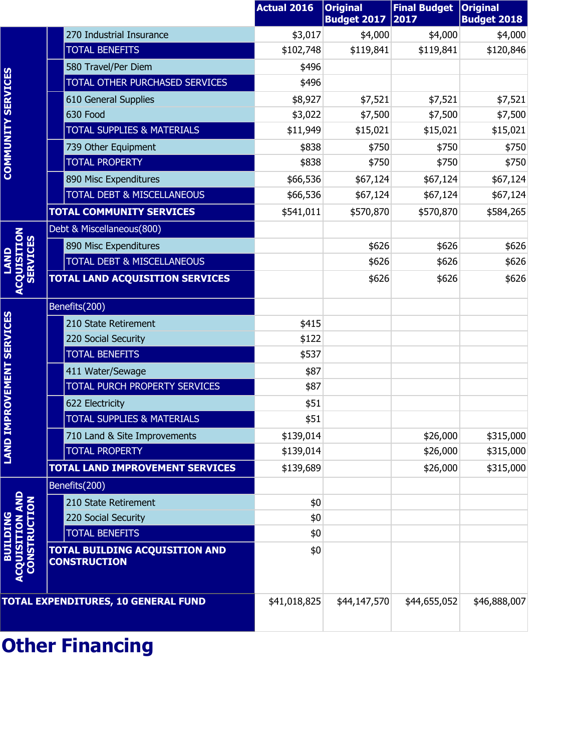| | | Actual 2016 | Original Budget 2017 | Final Budget 2017 | Original Budget 2018 |
|---|---|---|---|---|---|
| COMMUNITY SERVICES | 270 Industrial Insurance | $3,017 | $4,000 | $4,000 | $4,000 |
| | TOTAL BENEFITS | $102,748 | $119,841 | $119,841 | $120,846 |
| | 580 Travel/Per Diem | $496 | | | |
| | TOTAL OTHER PURCHASED SERVICES | $496 | | | |
| | 610 General Supplies | $8,927 | $7,521 | $7,521 | $7,521 |
| | 630 Food | $3,022 | $7,500 | $7,500 | $7,500 |
| | TOTAL SUPPLIES & MATERIALS | $11,949 | $15,021 | $15,021 | $15,021 |
| | 739 Other Equipment | $838 | $750 | $750 | $750 |
| | TOTAL PROPERTY | $838 | $750 | $750 | $750 |
| | 890 Misc Expenditures | $66,536 | $67,124 | $67,124 | $67,124 |
| | TOTAL DEBT & MISCELLANEOUS | $66,536 | $67,124 | $67,124 | $67,124 |
| | **TOTAL COMMUNITY SERVICES** | $541,011 | $570,870 | $570,870 | $584,265 |
| LAND ACQUISITION SERVICES | Debt & Miscellaneous(800) | | | | |
| | 890 Misc Expenditures | | $626 | $626 | $626 |
| | TOTAL DEBT & MISCELLANEOUS | | $626 | $626 | $626 |
| | **TOTAL LAND ACQUISITION SERVICES** | | $626 | $626 | $626 |
| LAND IMPROVEMENT SERVICES | Benefits(200) | | | | |
| | 210 State Retirement | $415 | | | |
| | 220 Social Security | $122 | | | |
| | TOTAL BENEFITS | $537 | | | |
| | 411 Water/Sewage | $87 | | | |
| | TOTAL PURCH PROPERTY SERVICES | $87 | | | |
| | 622 Electricity | $51 | | | |
| | TOTAL SUPPLIES & MATERIALS | $51 | | | |
| | 710 Land & Site Improvements | $139,014 | | $26,000 | $315,000 |
| | TOTAL PROPERTY | $139,014 | | $26,000 | $315,000 |
| | **TOTAL LAND IMPROVEMENT SERVICES** | $139,689 | | $26,000 | $315,000 |
| BUILDING ACQUISITION AND CONSTRUCTION | Benefits(200) | | | | |
| | 210 State Retirement | $0 | | | |
| | 220 Social Security | $0 | | | |
| | TOTAL BENEFITS | $0 | | | |
| | **TOTAL BUILDING ACQUISITION AND CONSTRUCTION** | $0 | | | |
| **TOTAL EXPENDITURES, 10 GENERAL FUND** | | $41,018,825 | $44,147,570 | $44,655,052 | $46,888,007 |

# Other Financing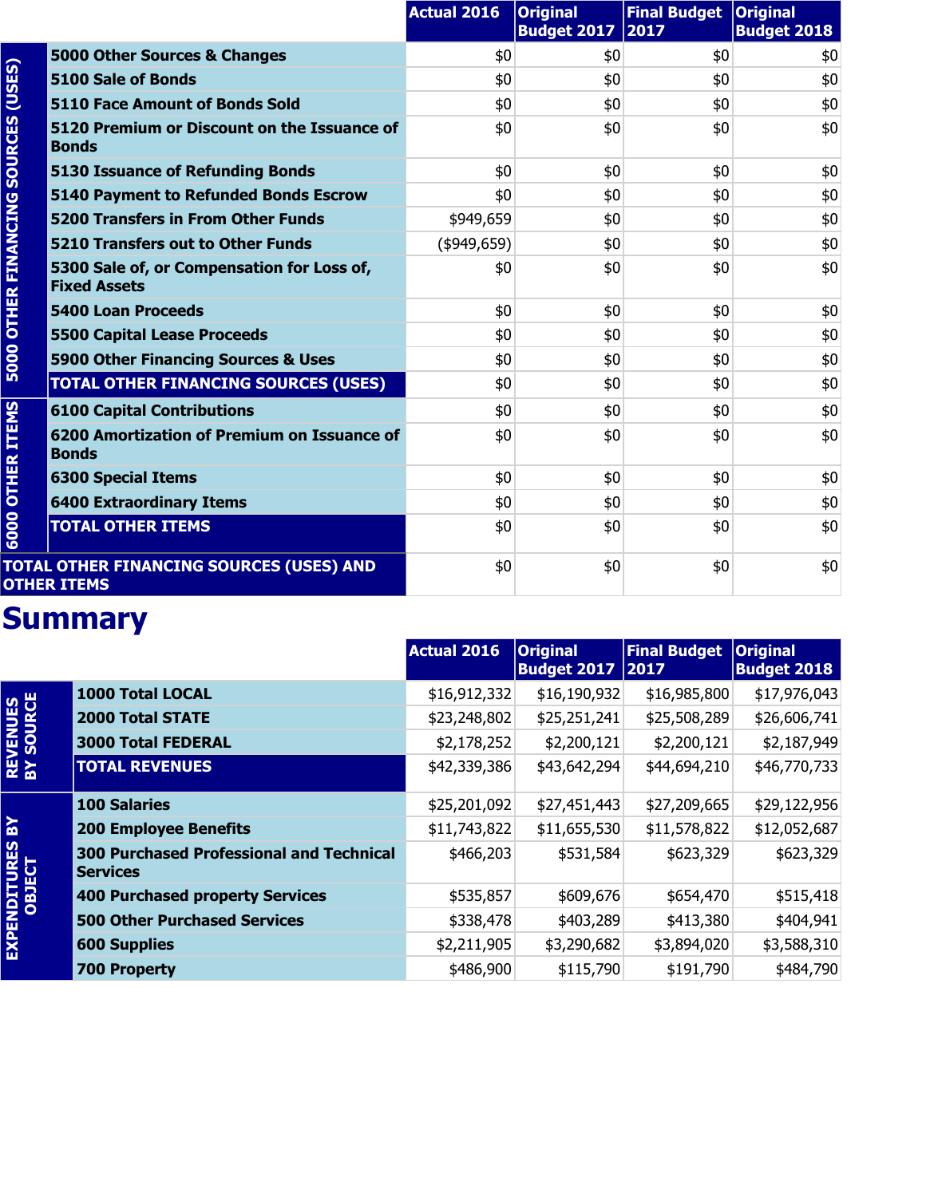| | | Actual 2016 | Original Budget 2017 | Final Budget 2017 | Original Budget 2018 |
|---|---|---|---|---|---|
| 5000 OTHER FINANCING SOURCES (USES) | 5000 Other Sources & Changes | $0 | $0 | $0 | $0 |
| | 5100 Sale of Bonds | $0 | $0 | $0 | $0 |
| | 5110 Face Amount of Bonds Sold | $0 | $0 | $0 | $0 |
| | 5120 Premium or Discount on the Issuance of Bonds | $0 | $0 | $0 | $0 |
| | 5130 Issuance of Refunding Bonds | $0 | $0 | $0 | $0 |
| | 5140 Payment to Refunded Bonds Escrow | $0 | $0 | $0 | $0 |
| | 5200 Transfers in From Other Funds | $949,659 | $0 | $0 | $0 |
| | 5210 Transfers out to Other Funds | ($949,659) | $0 | $0 | $0 |
| | 5300 Sale of, or Compensation for Loss of, Fixed Assets | $0 | $0 | $0 | $0 |
| | 5400 Loan Proceeds | $0 | $0 | $0 | $0 |
| | 5500 Capital Lease Proceeds | $0 | $0 | $0 | $0 |
| | 5900 Other Financing Sources & Uses | $0 | $0 | $0 | $0 |
| | TOTAL OTHER FINANCING SOURCES (USES) | $0 | $0 | $0 | $0 |
| 6000 OTHER ITEMS | 6100 Capital Contributions | $0 | $0 | $0 | $0 |
| | 6200 Amortization of Premium on Issuance of Bonds | $0 | $0 | $0 | $0 |
| | 6300 Special Items | $0 | $0 | $0 | $0 |
| | 6400 Extraordinary Items | $0 | $0 | $0 | $0 |
| | TOTAL OTHER ITEMS | $0 | $0 | $0 | $0 |
| TOTAL OTHER FINANCING SOURCES (USES) AND OTHER ITEMS | | $0 | $0 | $0 | $0 |

# Summary

| | | Actual 2016 | Original Budget 2017 | Final Budget 2017 | Original Budget 2018 |
|---|---|---|---|---|---|
| REVENUES BY SOURCE | 1000 Total LOCAL | $16,912,332 | $16,190,932 | $16,985,800 | $17,976,043 |
| | 2000 Total STATE | $23,248,802 | $25,251,241 | $25,508,289 | $26,606,741 |
| | 3000 Total FEDERAL | $2,178,252 | $2,200,121 | $2,200,121 | $2,187,949 |
| | TOTAL REVENUES | $42,339,386 | $43,642,294 | $44,694,210 | $46,770,733 |
| EXPENDITURES BY OBJECT | 100 Salaries | $25,201,092 | $27,451,443 | $27,209,665 | $29,122,956 |
| | 200 Employee Benefits | $11,743,822 | $11,655,530 | $11,578,822 | $12,052,687 |
| | 300 Purchased Professional and Technical Services | $466,203 | $531,584 | $623,329 | $623,329 |
| | 400 Purchased property Services | $535,857 | $609,676 | $654,470 | $515,418 |
| | 500 Other Purchased Services | $338,478 | $403,289 | $413,380 | $404,941 |
| | 600 Supplies | $2,211,905 | $3,290,682 | $3,894,020 | $3,588,310 |
| | 700 Property | $486,900 | $115,790 | $191,790 | $484,790 |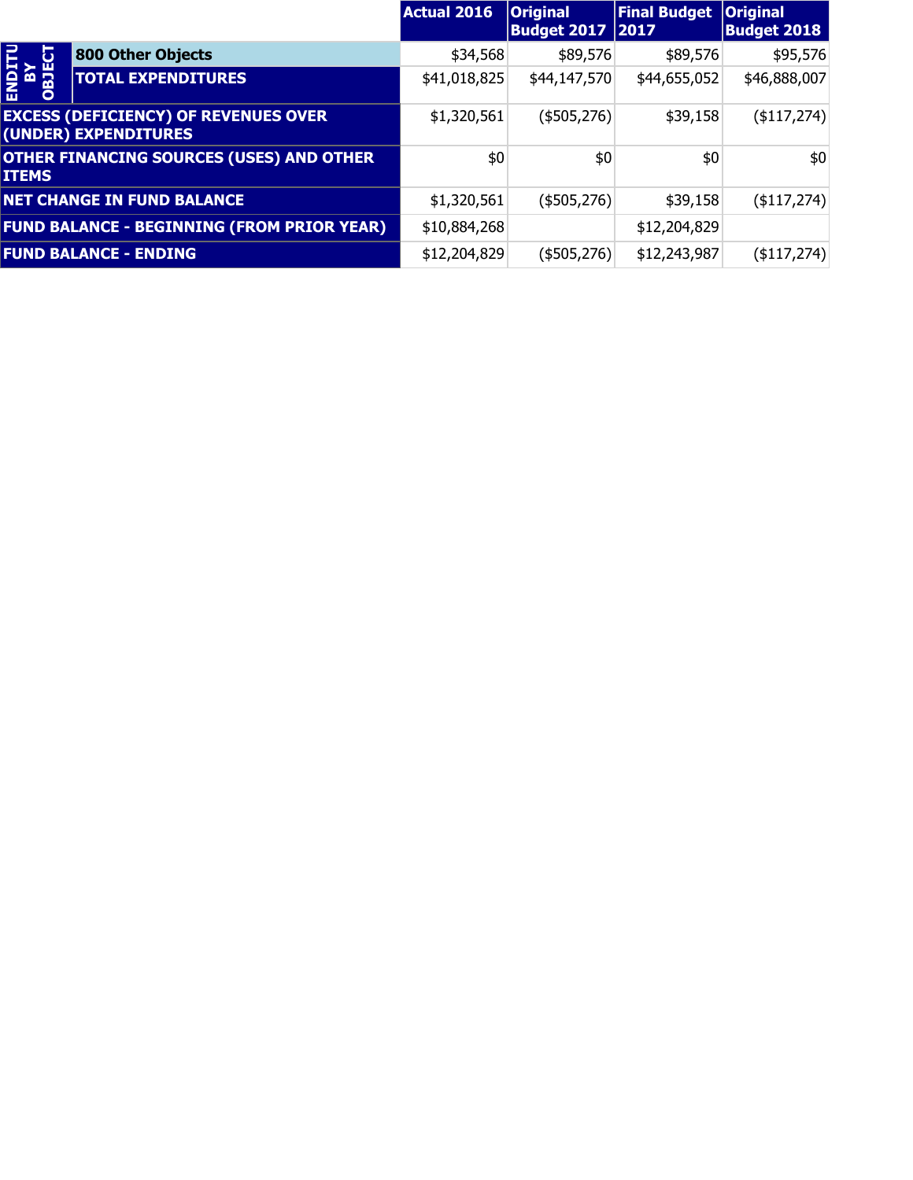| | | Actual 2016 | Original Budget 2017 | Final Budget 2017 | Original Budget 2018 |
|---|---|---|---|---|---|
| ENDITU BY OBJECT | **800 Other Objects** | $34,568 | $89,576 | $89,576 | $95,576 |
| | **TOTAL EXPENDITURES** | $41,018,825 | $44,147,570 | $44,655,052 | $46,888,007 |
| **EXCESS (DEFICIENCY) OF REVENUES OVER (UNDER) EXPENDITURES** | | $1,320,561 | ($505,276) | $39,158 | ($117,274) |
| **OTHER FINANCING SOURCES (USES) AND OTHER ITEMS** | | $0 | $0 | $0 | $0 |
| **NET CHANGE IN FUND BALANCE** | | $1,320,561 | ($505,276) | $39,158 | ($117,274) |
| **FUND BALANCE - BEGINNING (FROM PRIOR YEAR)** | | $10,884,268 | | $12,204,829 | |
| **FUND BALANCE - ENDING** | | $12,204,829 | ($505,276) | $12,243,987 | ($117,274) |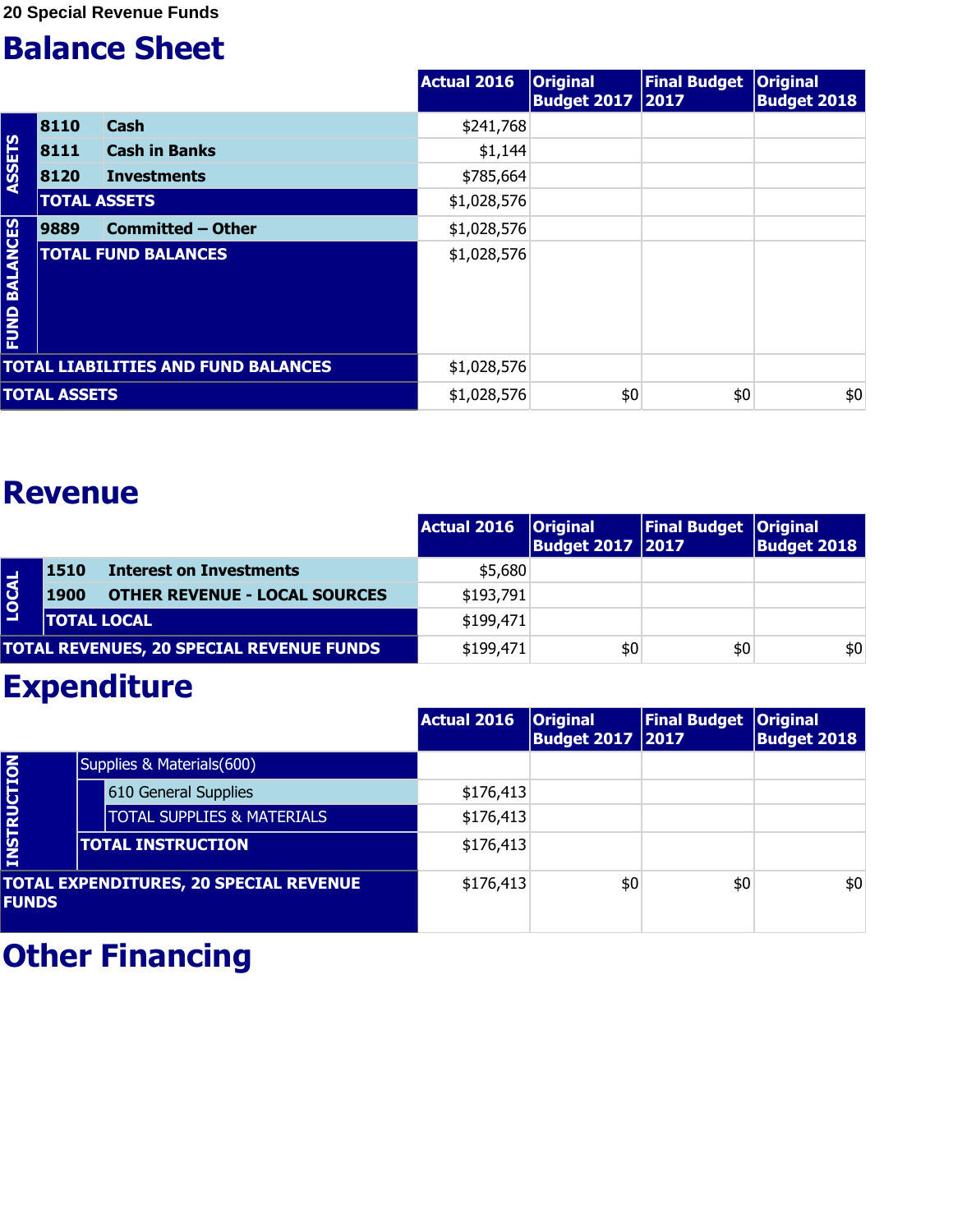20 Special Revenue Funds

# Balance Sheet

| | | | Actual 2016 | Original Budget 2017 | Final Budget 2017 | Original Budget 2018 |
|---|---|---|---|---|---|---|
| ASSETS | 8110 | Cash | $241,768 | | | |
| | 8111 | Cash in Banks | $1,144 | | | |
| | 8120 | Investments | $785,664 | | | |
| | TOTAL ASSETS | | $1,028,576 | | | |
| FUND BALANCES | 9889 | Committed – Other | $1,028,576 | | | |
| | TOTAL FUND BALANCES | | $1,028,576 | | | |
| TOTAL LIABILITIES AND FUND BALANCES | | | $1,028,576 | | | |
| TOTAL ASSETS | | | $1,028,576 | $0 | $0 | $0 |

# Revenue

| | | | Actual 2016 | Original Budget 2017 | Final Budget 2017 | Original Budget 2018 |
|---|---|---|---|---|---|---|
| LOCAL | 1510 | Interest on Investments | $5,680 | | | |
| | 1900 | OTHER REVENUE - LOCAL SOURCES | $193,791 | | | |
| | TOTAL LOCAL | | $199,471 | | | |
| TOTAL REVENUES, 20 SPECIAL REVENUE FUNDS | | | $199,471 | $0 | $0 | $0 |

# Expenditure

| | | | Actual 2016 | Original Budget 2017 | Final Budget 2017 | Original Budget 2018 |
|---|---|---|---|---|---|---|
| INSTRUCTION | Supplies & Materials(600) | | | | | |
| | | 610 General Supplies | $176,413 | | | |
| | | TOTAL SUPPLIES & MATERIALS | $176,413 | | | |
| | TOTAL INSTRUCTION | | $176,413 | | | |
| TOTAL EXPENDITURES, 20 SPECIAL REVENUE FUNDS | | | $176,413 | $0 | $0 | $0 |

# Other Financing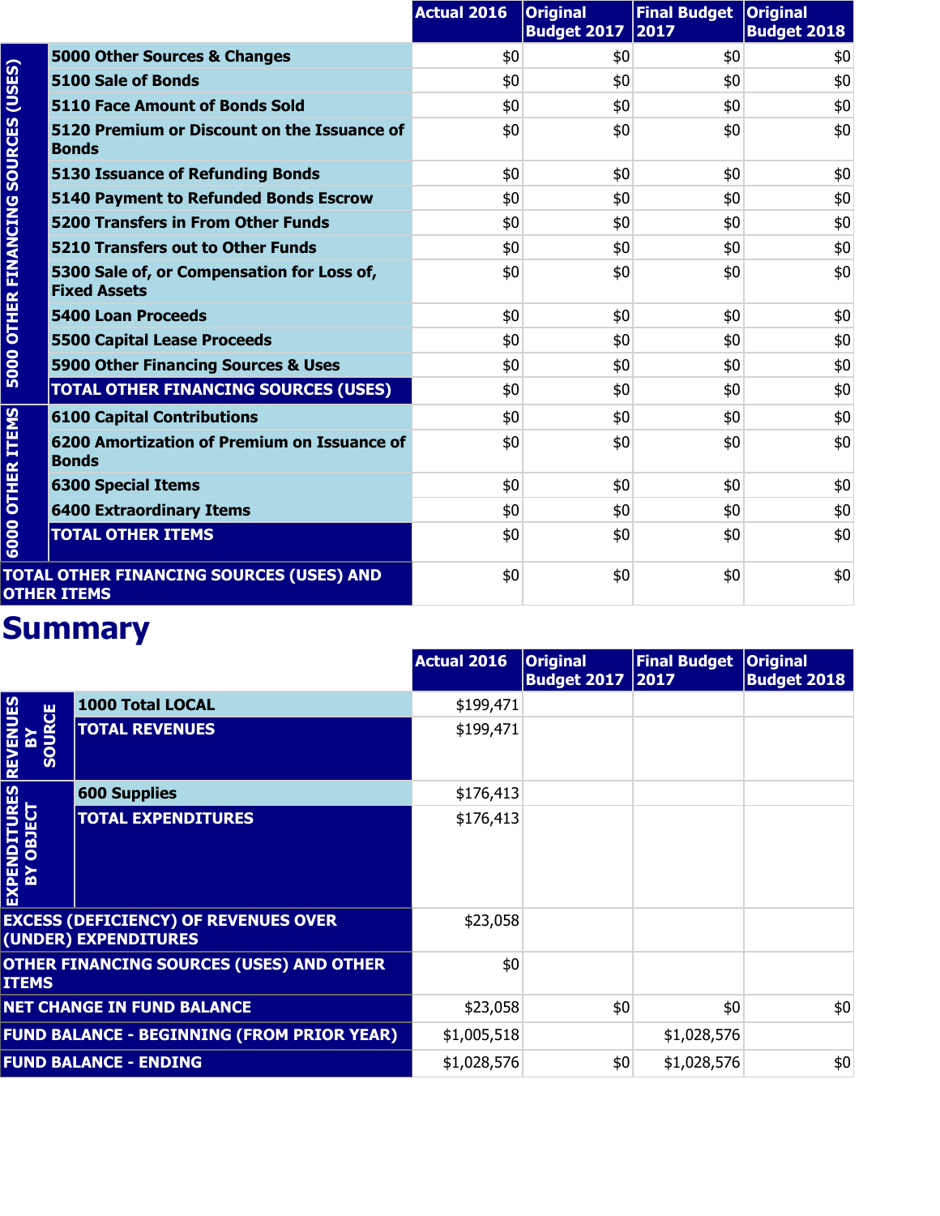| | | Actual 2016 | Original Budget 2017 | Final Budget 2017 | Original Budget 2018 |
|---|---|---|---|---|---|
| 5000 OTHER FINANCING SOURCES (USES) | 5000 Other Sources & Changes | $0 | $0 | $0 | $0 |
| | 5100 Sale of Bonds | $0 | $0 | $0 | $0 |
| | 5110 Face Amount of Bonds Sold | $0 | $0 | $0 | $0 |
| | 5120 Premium or Discount on the Issuance of Bonds | $0 | $0 | $0 | $0 |
| | 5130 Issuance of Refunding Bonds | $0 | $0 | $0 | $0 |
| | 5140 Payment to Refunded Bonds Escrow | $0 | $0 | $0 | $0 |
| | 5200 Transfers in From Other Funds | $0 | $0 | $0 | $0 |
| | 5210 Transfers out to Other Funds | $0 | $0 | $0 | $0 |
| | 5300 Sale of, or Compensation for Loss of, Fixed Assets | $0 | $0 | $0 | $0 |
| | 5400 Loan Proceeds | $0 | $0 | $0 | $0 |
| | 5500 Capital Lease Proceeds | $0 | $0 | $0 | $0 |
| | 5900 Other Financing Sources & Uses | $0 | $0 | $0 | $0 |
| | TOTAL OTHER FINANCING SOURCES (USES) | $0 | $0 | $0 | $0 |
| 6000 OTHER ITEMS | 6100 Capital Contributions | $0 | $0 | $0 | $0 |
| | 6200 Amortization of Premium on Issuance of Bonds | $0 | $0 | $0 | $0 |
| | 6300 Special Items | $0 | $0 | $0 | $0 |
| | 6400 Extraordinary Items | $0 | $0 | $0 | $0 |
| | TOTAL OTHER ITEMS | $0 | $0 | $0 | $0 |
| TOTAL OTHER FINANCING SOURCES (USES) AND OTHER ITEMS | | $0 | $0 | $0 | $0 |

# Summary

| | | Actual 2016 | Original Budget 2017 | Final Budget 2017 | Original Budget 2018 |
|---|---|---|---|---|---|
| REVENUES BY SOURCE | 1000 Total LOCAL | $199,471 | | | |
| | TOTAL REVENUES | $199,471 | | | |
| EXPENDITURES BY OBJECT | 600 Supplies | $176,413 | | | |
| | TOTAL EXPENDITURES | $176,413 | | | |
| EXCESS (DEFICIENCY) OF REVENUES OVER (UNDER) EXPENDITURES | | $23,058 | | | |
| OTHER FINANCING SOURCES (USES) AND OTHER ITEMS | | $0 | | | |
| NET CHANGE IN FUND BALANCE | | $23,058 | $0 | $0 | $0 |
| FUND BALANCE - BEGINNING (FROM PRIOR YEAR) | | $1,005,518 | | $1,028,576 | |
| FUND BALANCE - ENDING | | $1,028,576 | $0 | $1,028,576 | $0 |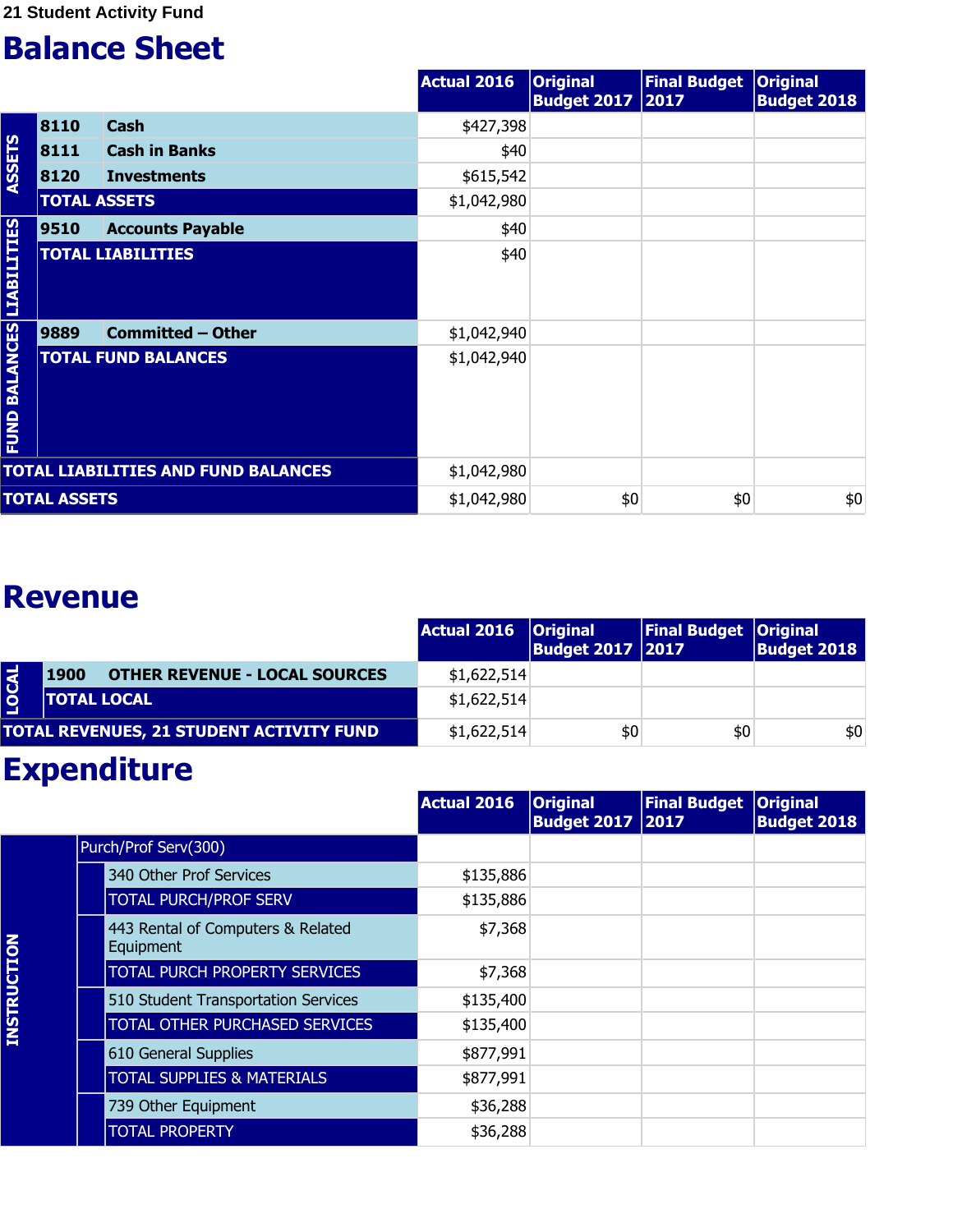21 Student Activity Fund

# Balance Sheet

| | | | Actual 2016 | Original Budget 2017 | Final Budget 2017 | Original Budget 2018 |
|---|---|---|---|---|---|---|
| ASSETS | 8110 | Cash | $427,398 | | | |
| | 8111 | Cash in Banks | $40 | | | |
| | 8120 | Investments | $615,542 | | | |
| | TOTAL ASSETS | | $1,042,980 | | | |
| LIABILITIES | 9510 | Accounts Payable | $40 | | | |
| | TOTAL LIABILITIES | | $40 | | | |
| FUND BALANCES | 9889 | Committed – Other | $1,042,940 | | | |
| | TOTAL FUND BALANCES | | $1,042,940 | | | |
| TOTAL LIABILITIES AND FUND BALANCES | | | $1,042,980 | | | |
| TOTAL ASSETS | | | $1,042,980 | $0 | $0 | $0 |

# Revenue

| | | | Actual 2016 | Original Budget 2017 | Final Budget 2017 | Original Budget 2018 |
|---|---|---|---|---|---|---|
| LOCAL | 1900 | OTHER REVENUE - LOCAL SOURCES | $1,622,514 | | | |
| | TOTAL LOCAL | | $1,622,514 | | | |
| TOTAL REVENUES, 21 STUDENT ACTIVITY FUND | | | $1,622,514 | $0 | $0 | $0 |

# Expenditure

| | | | Actual 2016 | Original Budget 2017 | Final Budget 2017 | Original Budget 2018 |
|---|---|---|---|---|---|---|
| INSTRUCTION | Purch/Prof Serv(300) | | | | | |
| | | 340 Other Prof Services | $135,886 | | | |
| | | TOTAL PURCH/PROF SERV | $135,886 | | | |
| | | 443 Rental of Computers & Related Equipment | $7,368 | | | |
| | | TOTAL PURCH PROPERTY SERVICES | $7,368 | | | |
| | | 510 Student Transportation Services | $135,400 | | | |
| | | TOTAL OTHER PURCHASED SERVICES | $135,400 | | | |
| | | 610 General Supplies | $877,991 | | | |
| | | TOTAL SUPPLIES & MATERIALS | $877,991 | | | |
| | | 739 Other Equipment | $36,288 | | | |
| | | TOTAL PROPERTY | $36,288 | | | |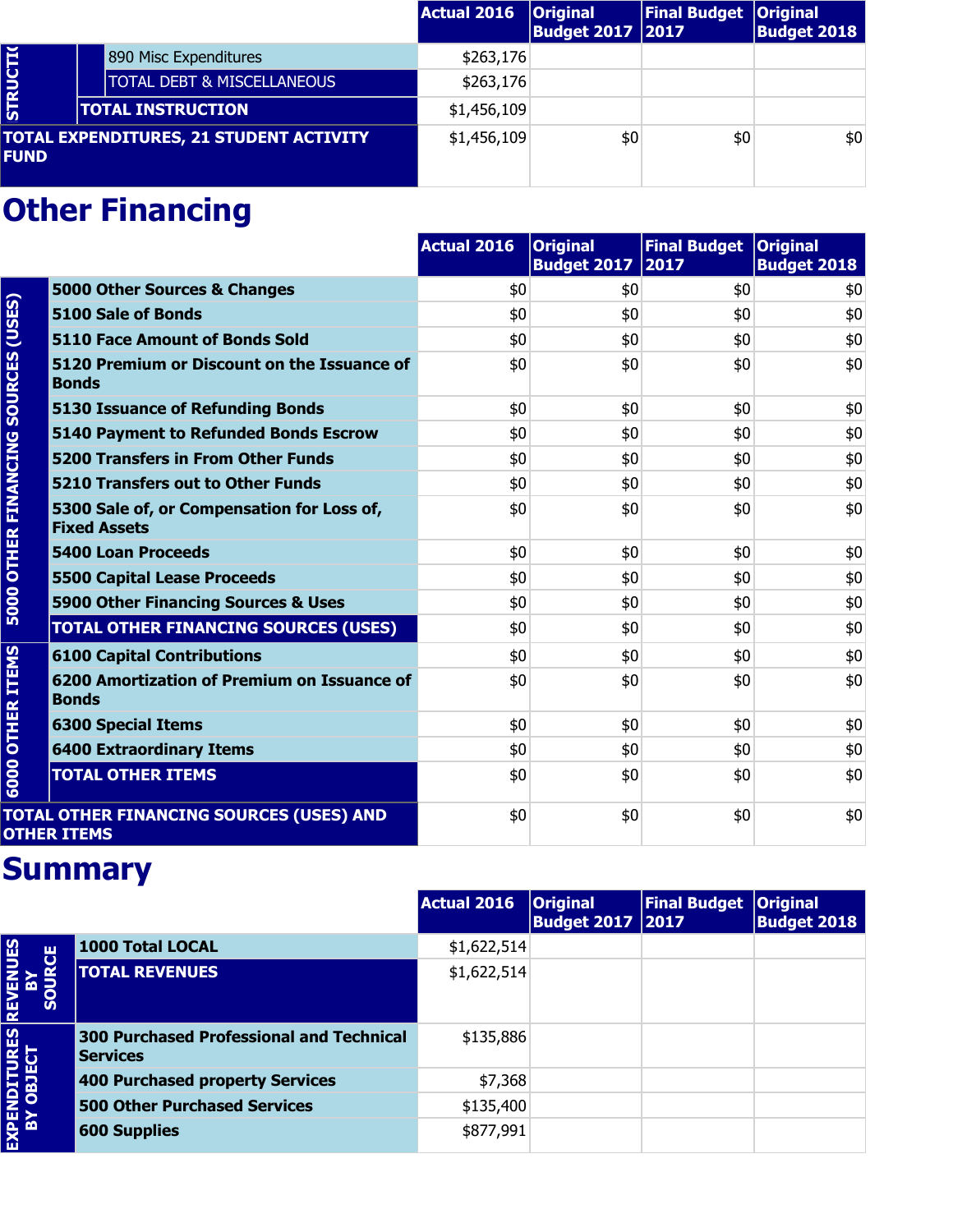| | | | Actual 2016 | Original Budget 2017 | Final Budget 2017 | Original Budget 2018 |
|---|---|---|---|---|---|---|
| INSTRUCTION | | 890 Misc Expenditures | $263,176 | | | |
| | | TOTAL DEBT & MISCELLANEOUS | $263,176 | | | |
| | TOTAL INSTRUCTION | | $1,456,109 | | | |
| TOTAL EXPENDITURES, 21 STUDENT ACTIVITY FUND | | | $1,456,109 | $0 | $0 | $0 |

## Other Financing

| | | Actual 2016 | Original Budget 2017 | Final Budget 2017 | Original Budget 2018 |
|---|---|---|---|---|---|
| 5000 OTHER FINANCING SOURCES (USES) | 5000 Other Sources & Changes | $0 | $0 | $0 | $0 |
| | 5100 Sale of Bonds | $0 | $0 | $0 | $0 |
| | 5110 Face Amount of Bonds Sold | $0 | $0 | $0 | $0 |
| | 5120 Premium or Discount on the Issuance of Bonds | $0 | $0 | $0 | $0 |
| | 5130 Issuance of Refunding Bonds | $0 | $0 | $0 | $0 |
| | 5140 Payment to Refunded Bonds Escrow | $0 | $0 | $0 | $0 |
| | 5200 Transfers in From Other Funds | $0 | $0 | $0 | $0 |
| | 5210 Transfers out to Other Funds | $0 | $0 | $0 | $0 |
| | 5300 Sale of, or Compensation for Loss of, Fixed Assets | $0 | $0 | $0 | $0 |
| | 5400 Loan Proceeds | $0 | $0 | $0 | $0 |
| | 5500 Capital Lease Proceeds | $0 | $0 | $0 | $0 |
| | 5900 Other Financing Sources & Uses | $0 | $0 | $0 | $0 |
| | TOTAL OTHER FINANCING SOURCES (USES) | $0 | $0 | $0 | $0 |
| 6000 OTHER ITEMS | 6100 Capital Contributions | $0 | $0 | $0 | $0 |
| | 6200 Amortization of Premium on Issuance of Bonds | $0 | $0 | $0 | $0 |
| | 6300 Special Items | $0 | $0 | $0 | $0 |
| | 6400 Extraordinary Items | $0 | $0 | $0 | $0 |
| | TOTAL OTHER ITEMS | $0 | $0 | $0 | $0 |
| TOTAL OTHER FINANCING SOURCES (USES) AND OTHER ITEMS | | $0 | $0 | $0 | $0 |

## Summary

| | | Actual 2016 | Original Budget 2017 | Final Budget 2017 | Original Budget 2018 |
|---|---|---|---|---|---|
| REVENUES BY SOURCE | 1000 Total LOCAL | $1,622,514 | | | |
| | TOTAL REVENUES | $1,622,514 | | | |
| EXPENDITURES BY OBJECT | 300 Purchased Professional and Technical Services | $135,886 | | | |
| | 400 Purchased property Services | $7,368 | | | |
| | 500 Other Purchased Services | $135,400 | | | |
| | 600 Supplies | $877,991 | | | |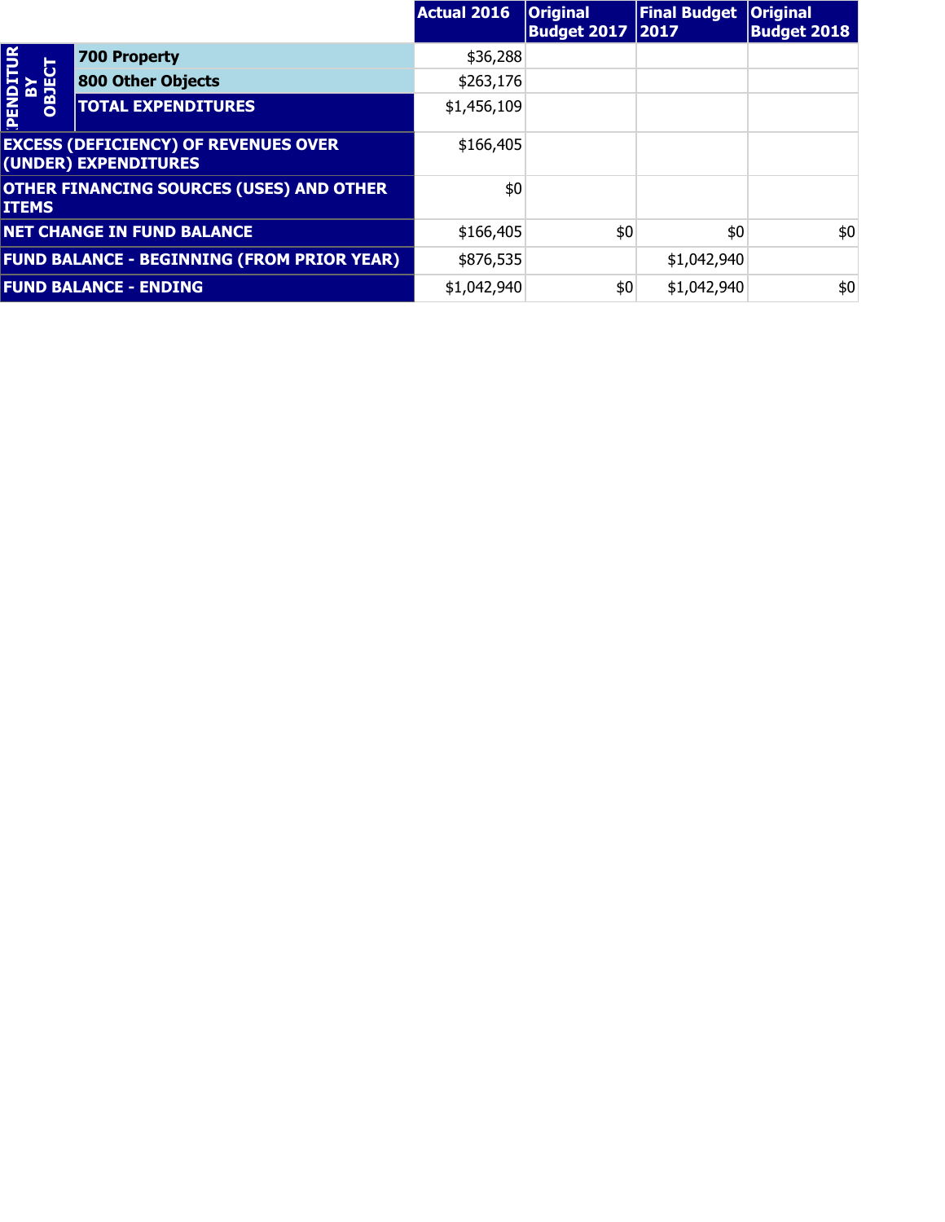| | | Actual 2016 | Original Budget 2017 | Final Budget 2017 | Original Budget 2018 |
|---|---|---|---|---|---|
| EXPENDITURES BY OBJECT | 700 Property | $36,288 | | | |
| | 800 Other Objects | $263,176 | | | |
| | TOTAL EXPENDITURES | $1,456,109 | | | |
| EXCESS (DEFICIENCY) OF REVENUES OVER (UNDER) EXPENDITURES | | $166,405 | | | |
| OTHER FINANCING SOURCES (USES) AND OTHER ITEMS | | $0 | | | |
| NET CHANGE IN FUND BALANCE | | $166,405 | $0 | $0 | $0 |
| FUND BALANCE - BEGINNING (FROM PRIOR YEAR) | | $876,535 | | $1,042,940 | |
| FUND BALANCE - ENDING | | $1,042,940 | $0 | $1,042,940 | $0 |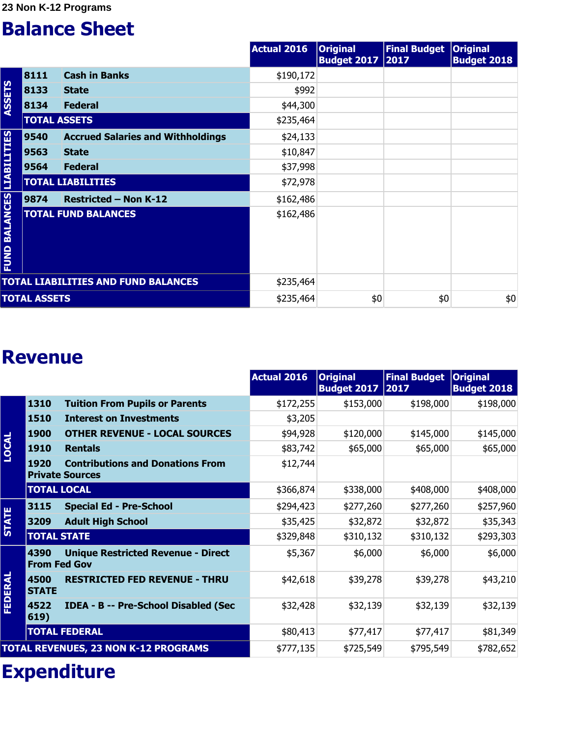23 Non K-12 Programs

# Balance Sheet

| | | | Actual 2016 | Original Budget 2017 | Final Budget 2017 | Original Budget 2018 |
|---|---|---|---|---|---|---|
| ASSETS | 8111 | Cash in Banks | $190,172 | | | |
| | 8133 | State | $992 | | | |
| | 8134 | Federal | $44,300 | | | |
| | TOTAL ASSETS | | $235,464 | | | |
| LIABILITIES | 9540 | Accrued Salaries and Withholdings | $24,133 | | | |
| | 9563 | State | $10,847 | | | |
| | 9564 | Federal | $37,998 | | | |
| | TOTAL LIABILITIES | | $72,978 | | | |
| FUND BALANCES | 9874 | Restricted – Non K-12 | $162,486 | | | |
| | TOTAL FUND BALANCES | | $162,486 | | | |
| TOTAL LIABILITIES AND FUND BALANCES | | | $235,464 | | | |
| TOTAL ASSETS | | | $235,464 | $0 | $0 | $0 |

# Revenue

| | | | Actual 2016 | Original Budget 2017 | Final Budget 2017 | Original Budget 2018 |
|---|---|---|---|---|---|---|
| LOCAL | 1310 | Tuition From Pupils or Parents | $172,255 | $153,000 | $198,000 | $198,000 |
| | 1510 | Interest on Investments | $3,205 | | | |
| | 1900 | OTHER REVENUE - LOCAL SOURCES | $94,928 | $120,000 | $145,000 | $145,000 |
| | 1910 | Rentals | $83,742 | $65,000 | $65,000 | $65,000 |
| | 1920 | Contributions and Donations From Private Sources | $12,744 | | | |
| | TOTAL LOCAL | | $366,874 | $338,000 | $408,000 | $408,000 |
| STATE | 3115 | Special Ed - Pre-School | $294,423 | $277,260 | $277,260 | $257,960 |
| | 3209 | Adult High School | $35,425 | $32,872 | $32,872 | $35,343 |
| | TOTAL STATE | | $329,848 | $310,132 | $310,132 | $293,303 |
| FEDERAL | 4390 | Unique Restricted Revenue - Direct From Fed Gov | $5,367 | $6,000 | $6,000 | $6,000 |
| | 4500 | RESTRICTED FED REVENUE - THRU STATE | $42,618 | $39,278 | $39,278 | $43,210 |
| | 4522 | IDEA - B -- Pre-School Disabled (Sec 619) | $32,428 | $32,139 | $32,139 | $32,139 |
| | TOTAL FEDERAL | | $80,413 | $77,417 | $77,417 | $81,349 |
| TOTAL REVENUES, 23 NON K-12 PROGRAMS | | | $777,135 | $725,549 | $795,549 | $782,652 |

# Expenditure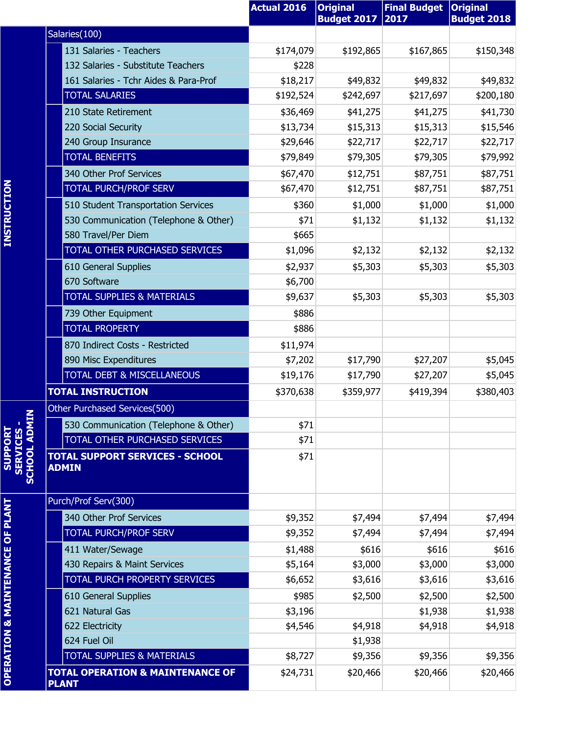| | | Actual 2016 | Original Budget 2017 | Final Budget 2017 | Original Budget 2018 |
|---|---|---|---|---|---|
| **INSTRUCTION** | Salaries(100) | | | | |
| | 131 Salaries - Teachers | $174,079 | $192,865 | $167,865 | $150,348 |
| | 132 Salaries - Substitute Teachers | $228 | | | |
| | 161 Salaries - Tchr Aides & Para-Prof | $18,217 | $49,832 | $49,832 | $49,832 |
| | TOTAL SALARIES | $192,524 | $242,697 | $217,697 | $200,180 |
| | 210 State Retirement | $36,469 | $41,275 | $41,275 | $41,730 |
| | 220 Social Security | $13,734 | $15,313 | $15,313 | $15,546 |
| | 240 Group Insurance | $29,646 | $22,717 | $22,717 | $22,717 |
| | TOTAL BENEFITS | $79,849 | $79,305 | $79,305 | $79,992 |
| | 340 Other Prof Services | $67,470 | $12,751 | $87,751 | $87,751 |
| | TOTAL PURCH/PROF SERV | $67,470 | $12,751 | $87,751 | $87,751 |
| | 510 Student Transportation Services | $360 | $1,000 | $1,000 | $1,000 |
| | 530 Communication (Telephone & Other) | $71 | $1,132 | $1,132 | $1,132 |
| | 580 Travel/Per Diem | $665 | | | |
| | TOTAL OTHER PURCHASED SERVICES | $1,096 | $2,132 | $2,132 | $2,132 |
| | 610 General Supplies | $2,937 | $5,303 | $5,303 | $5,303 |
| | 670 Software | $6,700 | | | |
| | TOTAL SUPPLIES & MATERIALS | $9,637 | $5,303 | $5,303 | $5,303 |
| | 739 Other Equipment | $886 | | | |
| | TOTAL PROPERTY | $886 | | | |
| | 870 Indirect Costs - Restricted | $11,974 | | | |
| | 890 Misc Expenditures | $7,202 | $17,790 | $27,207 | $5,045 |
| | TOTAL DEBT & MISCELLANEOUS | $19,176 | $17,790 | $27,207 | $5,045 |
| | **TOTAL INSTRUCTION** | $370,638 | $359,977 | $419,394 | $380,403 |
| **SUPPORT SERVICES - SCHOOL ADMIN** | Other Purchased Services(500) | | | | |
| | 530 Communication (Telephone & Other) | $71 | | | |
| | TOTAL OTHER PURCHASED SERVICES | $71 | | | |
| | **TOTAL SUPPORT SERVICES - SCHOOL ADMIN** | $71 | | | |
| **OPERATION & MAINTENANCE OF PLANT** | Purch/Prof Serv(300) | | | | |
| | 340 Other Prof Services | $9,352 | $7,494 | $7,494 | $7,494 |
| | TOTAL PURCH/PROF SERV | $9,352 | $7,494 | $7,494 | $7,494 |
| | 411 Water/Sewage | $1,488 | $616 | $616 | $616 |
| | 430 Repairs & Maint Services | $5,164 | $3,000 | $3,000 | $3,000 |
| | TOTAL PURCH PROPERTY SERVICES | $6,652 | $3,616 | $3,616 | $3,616 |
| | 610 General Supplies | $985 | $2,500 | $2,500 | $2,500 |
| | 621 Natural Gas | $3,196 | | $1,938 | $1,938 |
| | 622 Electricity | $4,546 | $4,918 | $4,918 | $4,918 |
| | 624 Fuel Oil | | $1,938 | | |
| | TOTAL SUPPLIES & MATERIALS | $8,727 | $9,356 | $9,356 | $9,356 |
| | **TOTAL OPERATION & MAINTENANCE OF PLANT** | $24,731 | $20,466 | $20,466 | $20,466 |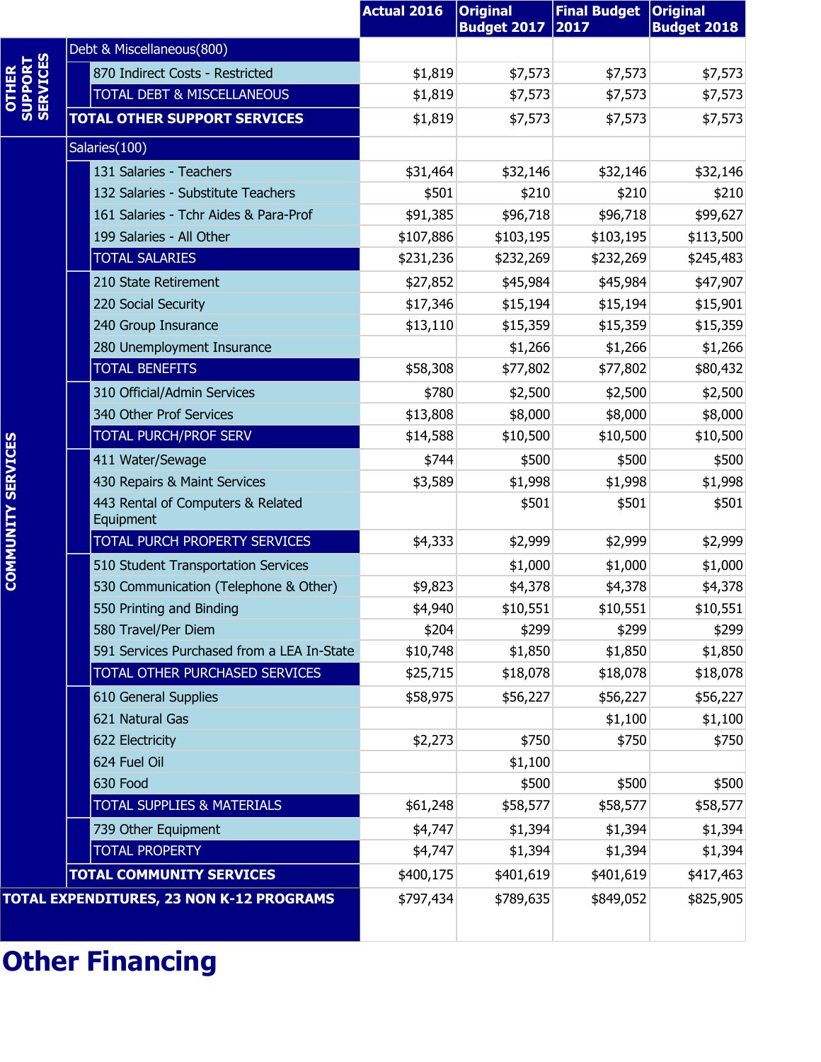| | | Actual 2016 | Original Budget 2017 | Final Budget 2017 | Original Budget 2018 |
|---|---|---|---|---|---|
| OTHER SUPPORT SERVICES | Debt & Miscellaneous(800) | | | | |
| | 870 Indirect Costs - Restricted | $1,819 | $7,573 | $7,573 | $7,573 |
| | TOTAL DEBT & MISCELLANEOUS | $1,819 | $7,573 | $7,573 | $7,573 |
| | TOTAL OTHER SUPPORT SERVICES | $1,819 | $7,573 | $7,573 | $7,573 |
| COMMUNITY SERVICES | Salaries(100) | | | | |
| | 131 Salaries - Teachers | $31,464 | $32,146 | $32,146 | $32,146 |
| | 132 Salaries - Substitute Teachers | $501 | $210 | $210 | $210 |
| | 161 Salaries - Tchr Aides & Para-Prof | $91,385 | $96,718 | $96,718 | $99,627 |
| | 199 Salaries - All Other | $107,886 | $103,195 | $103,195 | $113,500 |
| | TOTAL SALARIES | $231,236 | $232,269 | $232,269 | $245,483 |
| | 210 State Retirement | $27,852 | $45,984 | $45,984 | $47,907 |
| | 220 Social Security | $17,346 | $15,194 | $15,194 | $15,901 |
| | 240 Group Insurance | $13,110 | $15,359 | $15,359 | $15,359 |
| | 280 Unemployment Insurance | | $1,266 | $1,266 | $1,266 |
| | TOTAL BENEFITS | $58,308 | $77,802 | $77,802 | $80,432 |
| | 310 Official/Admin Services | $780 | $2,500 | $2,500 | $2,500 |
| | 340 Other Prof Services | $13,808 | $8,000 | $8,000 | $8,000 |
| | TOTAL PURCH/PROF SERV | $14,588 | $10,500 | $10,500 | $10,500 |
| | 411 Water/Sewage | $744 | $500 | $500 | $500 |
| | 430 Repairs & Maint Services | $3,589 | $1,998 | $1,998 | $1,998 |
| | 443 Rental of Computers & Related Equipment | | $501 | $501 | $501 |
| | TOTAL PURCH PROPERTY SERVICES | $4,333 | $2,999 | $2,999 | $2,999 |
| | 510 Student Transportation Services | | $1,000 | $1,000 | $1,000 |
| | 530 Communication (Telephone & Other) | $9,823 | $4,378 | $4,378 | $4,378 |
| | 550 Printing and Binding | $4,940 | $10,551 | $10,551 | $10,551 |
| | 580 Travel/Per Diem | $204 | $299 | $299 | $299 |
| | 591 Services Purchased from a LEA In-State | $10,748 | $1,850 | $1,850 | $1,850 |
| | TOTAL OTHER PURCHASED SERVICES | $25,715 | $18,078 | $18,078 | $18,078 |
| | 610 General Supplies | $58,975 | $56,227 | $56,227 | $56,227 |
| | 621 Natural Gas | | | $1,100 | $1,100 |
| | 622 Electricity | $2,273 | $750 | $750 | $750 |
| | 624 Fuel Oil | | $1,100 | | |
| | 630 Food | | $500 | $500 | $500 |
| | TOTAL SUPPLIES & MATERIALS | $61,248 | $58,577 | $58,577 | $58,577 |
| | 739 Other Equipment | $4,747 | $1,394 | $1,394 | $1,394 |
| | TOTAL PROPERTY | $4,747 | $1,394 | $1,394 | $1,394 |
| | TOTAL COMMUNITY SERVICES | $400,175 | $401,619 | $401,619 | $417,463 |
| TOTAL EXPENDITURES, 23 NON K-12 PROGRAMS | | $797,434 | $789,635 | $849,052 | $825,905 |

# Other Financing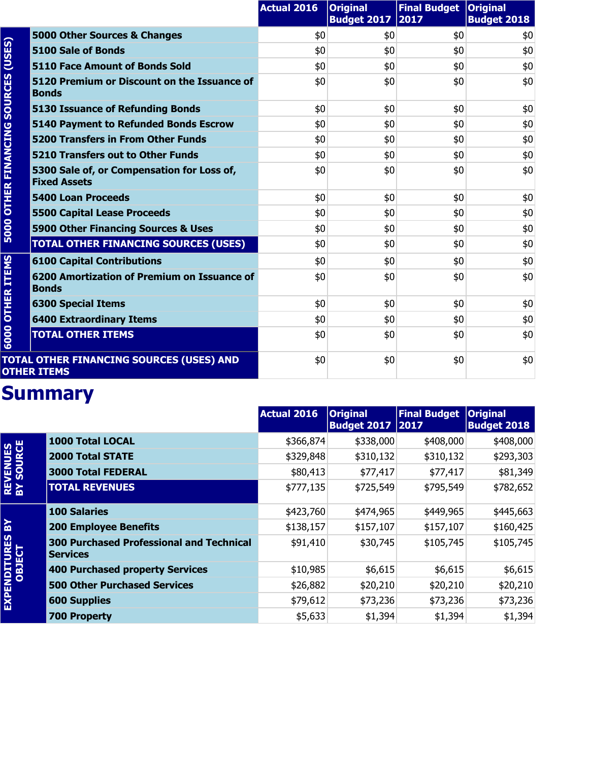| | | Actual 2016 | Original Budget 2017 | Final Budget 2017 | Original Budget 2018 |
|---|---|---|---|---|---|
| 5000 OTHER FINANCING SOURCES (USES) | 5000 Other Sources & Changes | $0 | $0 | $0 | $0 |
| | 5100 Sale of Bonds | $0 | $0 | $0 | $0 |
| | 5110 Face Amount of Bonds Sold | $0 | $0 | $0 | $0 |
| | 5120 Premium or Discount on the Issuance of Bonds | $0 | $0 | $0 | $0 |
| | 5130 Issuance of Refunding Bonds | $0 | $0 | $0 | $0 |
| | 5140 Payment to Refunded Bonds Escrow | $0 | $0 | $0 | $0 |
| | 5200 Transfers in From Other Funds | $0 | $0 | $0 | $0 |
| | 5210 Transfers out to Other Funds | $0 | $0 | $0 | $0 |
| | 5300 Sale of, or Compensation for Loss of, Fixed Assets | $0 | $0 | $0 | $0 |
| | 5400 Loan Proceeds | $0 | $0 | $0 | $0 |
| | 5500 Capital Lease Proceeds | $0 | $0 | $0 | $0 |
| | 5900 Other Financing Sources & Uses | $0 | $0 | $0 | $0 |
| | TOTAL OTHER FINANCING SOURCES (USES) | $0 | $0 | $0 | $0 |
| 6000 OTHER ITEMS | 6100 Capital Contributions | $0 | $0 | $0 | $0 |
| | 6200 Amortization of Premium on Issuance of Bonds | $0 | $0 | $0 | $0 |
| | 6300 Special Items | $0 | $0 | $0 | $0 |
| | 6400 Extraordinary Items | $0 | $0 | $0 | $0 |
| | TOTAL OTHER ITEMS | $0 | $0 | $0 | $0 |
| TOTAL OTHER FINANCING SOURCES (USES) AND OTHER ITEMS | | $0 | $0 | $0 | $0 |

# Summary

| | | Actual 2016 | Original Budget 2017 | Final Budget 2017 | Original Budget 2018 |
|---|---|---|---|---|---|
| REVENUES BY SOURCE | 1000 Total LOCAL | $366,874 | $338,000 | $408,000 | $408,000 |
| | 2000 Total STATE | $329,848 | $310,132 | $310,132 | $293,303 |
| | 3000 Total FEDERAL | $80,413 | $77,417 | $77,417 | $81,349 |
| | TOTAL REVENUES | $777,135 | $725,549 | $795,549 | $782,652 |
| EXPENDITURES BY OBJECT | 100 Salaries | $423,760 | $474,965 | $449,965 | $445,663 |
| | 200 Employee Benefits | $138,157 | $157,107 | $157,107 | $160,425 |
| | 300 Purchased Professional and Technical Services | $91,410 | $30,745 | $105,745 | $105,745 |
| | 400 Purchased property Services | $10,985 | $6,615 | $6,615 | $6,615 |
| | 500 Other Purchased Services | $26,882 | $20,210 | $20,210 | $20,210 |
| | 600 Supplies | $79,612 | $73,236 | $73,236 | $73,236 |
| | 700 Property | $5,633 | $1,394 | $1,394 | $1,394 |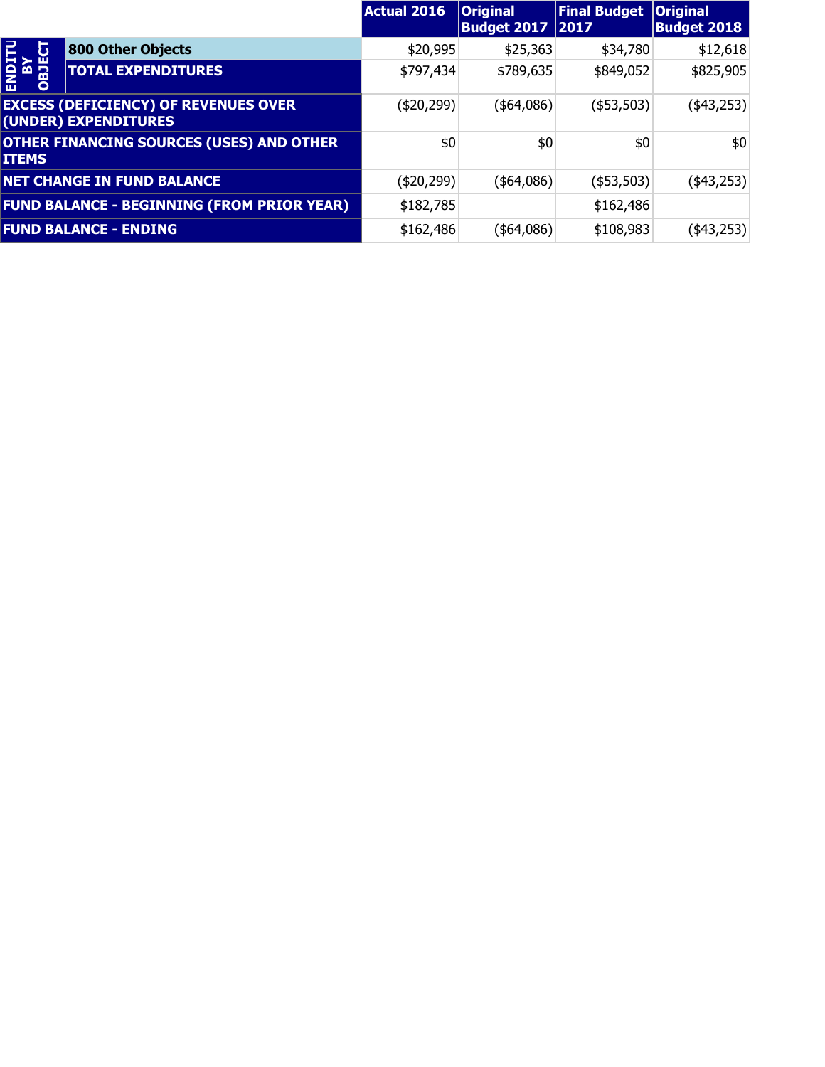| | | Actual 2016 | Original Budget 2017 | Final Budget 2017 | Original Budget 2018 |
|---|---|---|---|---|---|
| ENDITU BY OBJECT | **800 Other Objects** | $20,995 | $25,363 | $34,780 | $12,618 |
| | **TOTAL EXPENDITURES** | $797,434 | $789,635 | $849,052 | $825,905 |
| **EXCESS (DEFICIENCY) OF REVENUES OVER (UNDER) EXPENDITURES** | | ($20,299) | ($64,086) | ($53,503) | ($43,253) |
| **OTHER FINANCING SOURCES (USES) AND OTHER ITEMS** | | $0 | $0 | $0 | $0 |
| **NET CHANGE IN FUND BALANCE** | | ($20,299) | ($64,086) | ($53,503) | ($43,253) |
| **FUND BALANCE - BEGINNING (FROM PRIOR YEAR)** | | $182,785 | | $162,486 | |
| **FUND BALANCE - ENDING** | | $162,486 | ($64,086) | $108,983 | ($43,253) |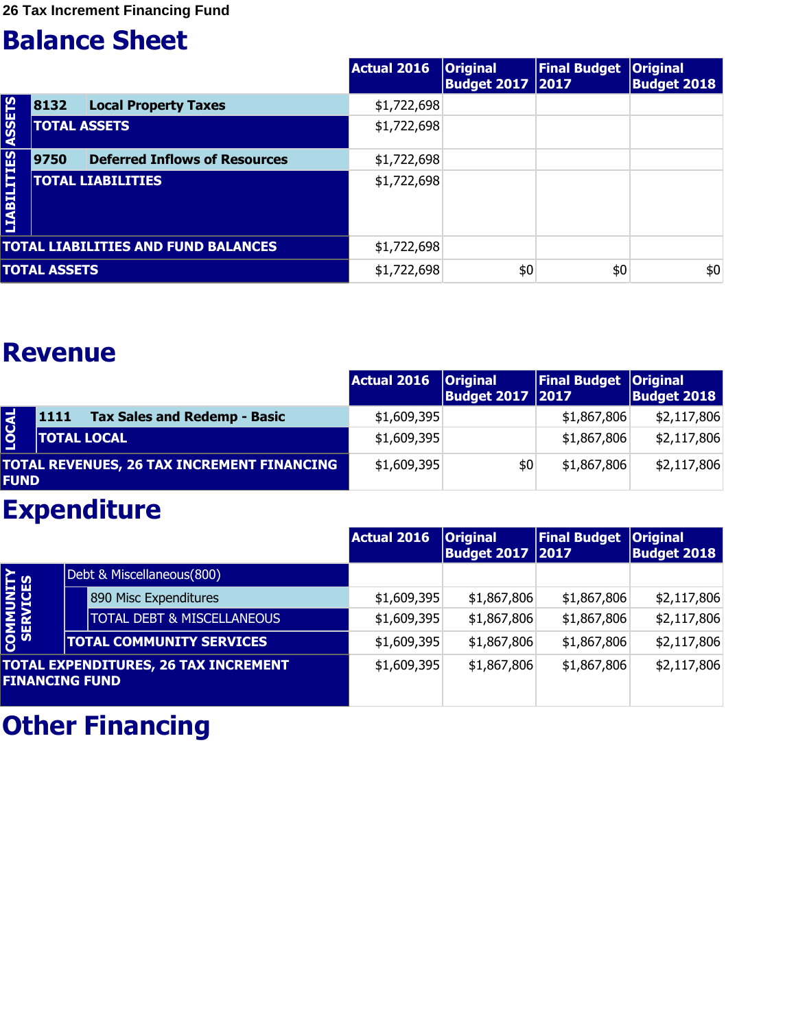26 Tax Increment Financing Fund

# Balance Sheet

| | | | Actual 2016 | Original Budget 2017 | Final Budget 2017 | Original Budget 2018 |
|---|---|---|---|---|---|---|
| ASSETS | 8132 | Local Property Taxes | $1,722,698 | | | |
| | TOTAL ASSETS | | $1,722,698 | | | |
| LIABILITIES | 9750 | Deferred Inflows of Resources | $1,722,698 | | | |
| | TOTAL LIABILITIES | | $1,722,698 | | | |
| TOTAL LIABILITIES AND FUND BALANCES | | | $1,722,698 | | | |
| TOTAL ASSETS | | | $1,722,698 | $0 | $0 | $0 |

# Revenue

| | | | Actual 2016 | Original Budget 2017 | Final Budget 2017 | Original Budget 2018 |
|---|---|---|---|---|---|---|
| LOCAL | 1111 | Tax Sales and Redemp - Basic | $1,609,395 | | $1,867,806 | $2,117,806 |
| | TOTAL LOCAL | | $1,609,395 | | $1,867,806 | $2,117,806 |
| TOTAL REVENUES, 26 TAX INCREMENT FINANCING FUND | | | $1,609,395 | $0 | $1,867,806 | $2,117,806 |

# Expenditure

| | | | Actual 2016 | Original Budget 2017 | Final Budget 2017 | Original Budget 2018 |
|---|---|---|---|---|---|---|
| COMMUNITY SERVICES | Debt & Miscellaneous(800) | | | | | |
| | | 890 Misc Expenditures | $1,609,395 | $1,867,806 | $1,867,806 | $2,117,806 |
| | | TOTAL DEBT & MISCELLANEOUS | $1,609,395 | $1,867,806 | $1,867,806 | $2,117,806 |
| | TOTAL COMMUNITY SERVICES | | $1,609,395 | $1,867,806 | $1,867,806 | $2,117,806 |
| TOTAL EXPENDITURES, 26 TAX INCREMENT FINANCING FUND | | | $1,609,395 | $1,867,806 | $1,867,806 | $2,117,806 |

# Other Financing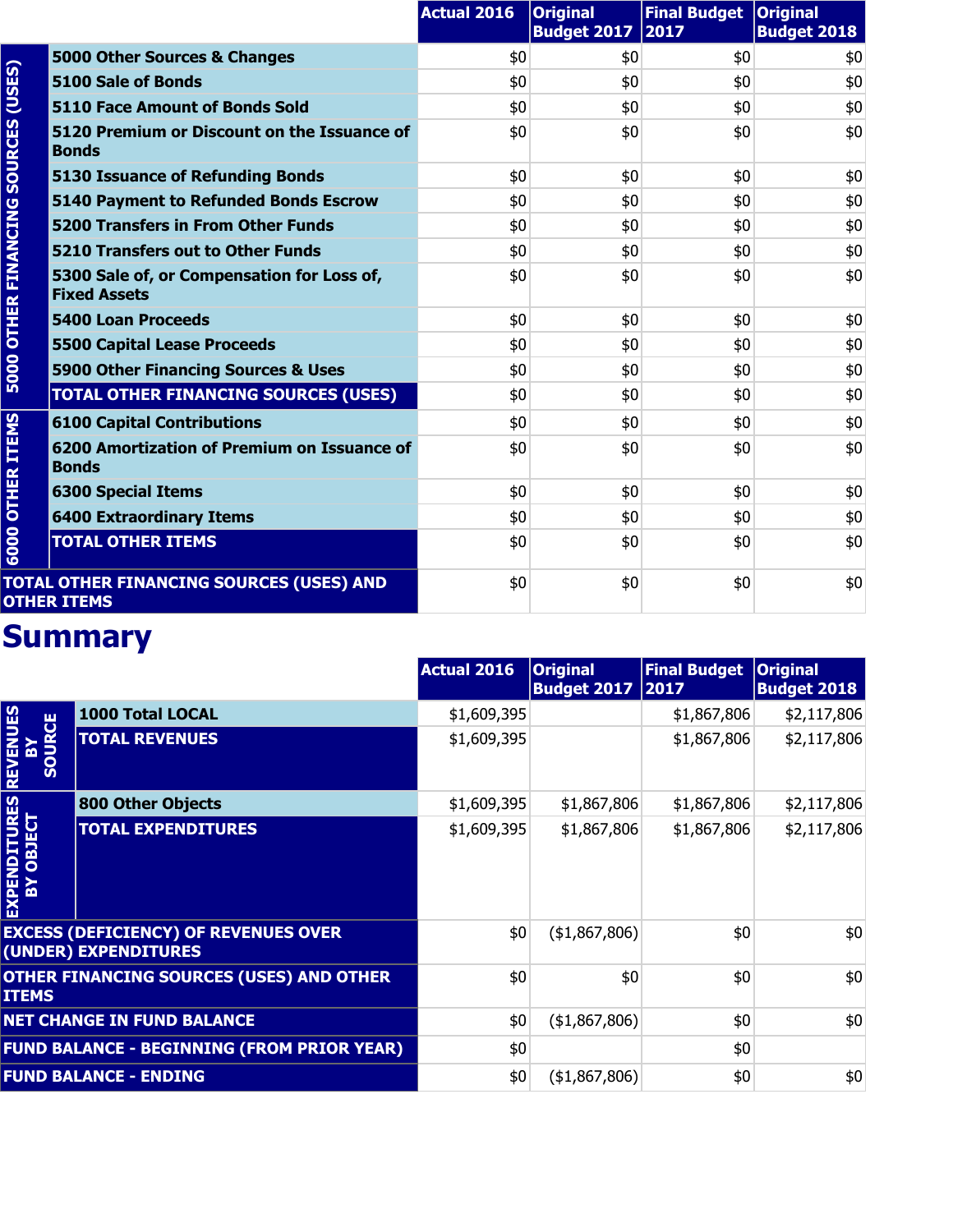| | | Actual 2016 | Original Budget 2017 | Final Budget 2017 | Original Budget 2018 |
|---|---|---|---|---|---|
| 5000 OTHER FINANCING SOURCES (USES) | 5000 Other Sources & Changes | $0 | $0 | $0 | $0 |
| | 5100 Sale of Bonds | $0 | $0 | $0 | $0 |
| | 5110 Face Amount of Bonds Sold | $0 | $0 | $0 | $0 |
| | 5120 Premium or Discount on the Issuance of Bonds | $0 | $0 | $0 | $0 |
| | 5130 Issuance of Refunding Bonds | $0 | $0 | $0 | $0 |
| | 5140 Payment to Refunded Bonds Escrow | $0 | $0 | $0 | $0 |
| | 5200 Transfers in From Other Funds | $0 | $0 | $0 | $0 |
| | 5210 Transfers out to Other Funds | $0 | $0 | $0 | $0 |
| | 5300 Sale of, or Compensation for Loss of, Fixed Assets | $0 | $0 | $0 | $0 |
| | 5400 Loan Proceeds | $0 | $0 | $0 | $0 |
| | 5500 Capital Lease Proceeds | $0 | $0 | $0 | $0 |
| | 5900 Other Financing Sources & Uses | $0 | $0 | $0 | $0 |
| | TOTAL OTHER FINANCING SOURCES (USES) | $0 | $0 | $0 | $0 |
| 6000 OTHER ITEMS | 6100 Capital Contributions | $0 | $0 | $0 | $0 |
| | 6200 Amortization of Premium on Issuance of Bonds | $0 | $0 | $0 | $0 |
| | 6300 Special Items | $0 | $0 | $0 | $0 |
| | 6400 Extraordinary Items | $0 | $0 | $0 | $0 |
| | TOTAL OTHER ITEMS | $0 | $0 | $0 | $0 |
| TOTAL OTHER FINANCING SOURCES (USES) AND OTHER ITEMS | | $0 | $0 | $0 | $0 |

# Summary

| | | Actual 2016 | Original Budget 2017 | Final Budget 2017 | Original Budget 2018 |
|---|---|---|---|---|---|
| REVENUES BY SOURCE | 1000 Total LOCAL | $1,609,395 | | $1,867,806 | $2,117,806 |
| | TOTAL REVENUES | $1,609,395 | | $1,867,806 | $2,117,806 |
| EXPENDITURES BY OBJECT | 800 Other Objects | $1,609,395 | $1,867,806 | $1,867,806 | $2,117,806 |
| | TOTAL EXPENDITURES | $1,609,395 | $1,867,806 | $1,867,806 | $2,117,806 |
| EXCESS (DEFICIENCY) OF REVENUES OVER (UNDER) EXPENDITURES | | $0 | ($1,867,806) | $0 | $0 |
| OTHER FINANCING SOURCES (USES) AND OTHER ITEMS | | $0 | $0 | $0 | $0 |
| NET CHANGE IN FUND BALANCE | | $0 | ($1,867,806) | $0 | $0 |
| FUND BALANCE - BEGINNING (FROM PRIOR YEAR) | | $0 | | $0 | |
| FUND BALANCE - ENDING | | $0 | ($1,867,806) | $0 | $0 |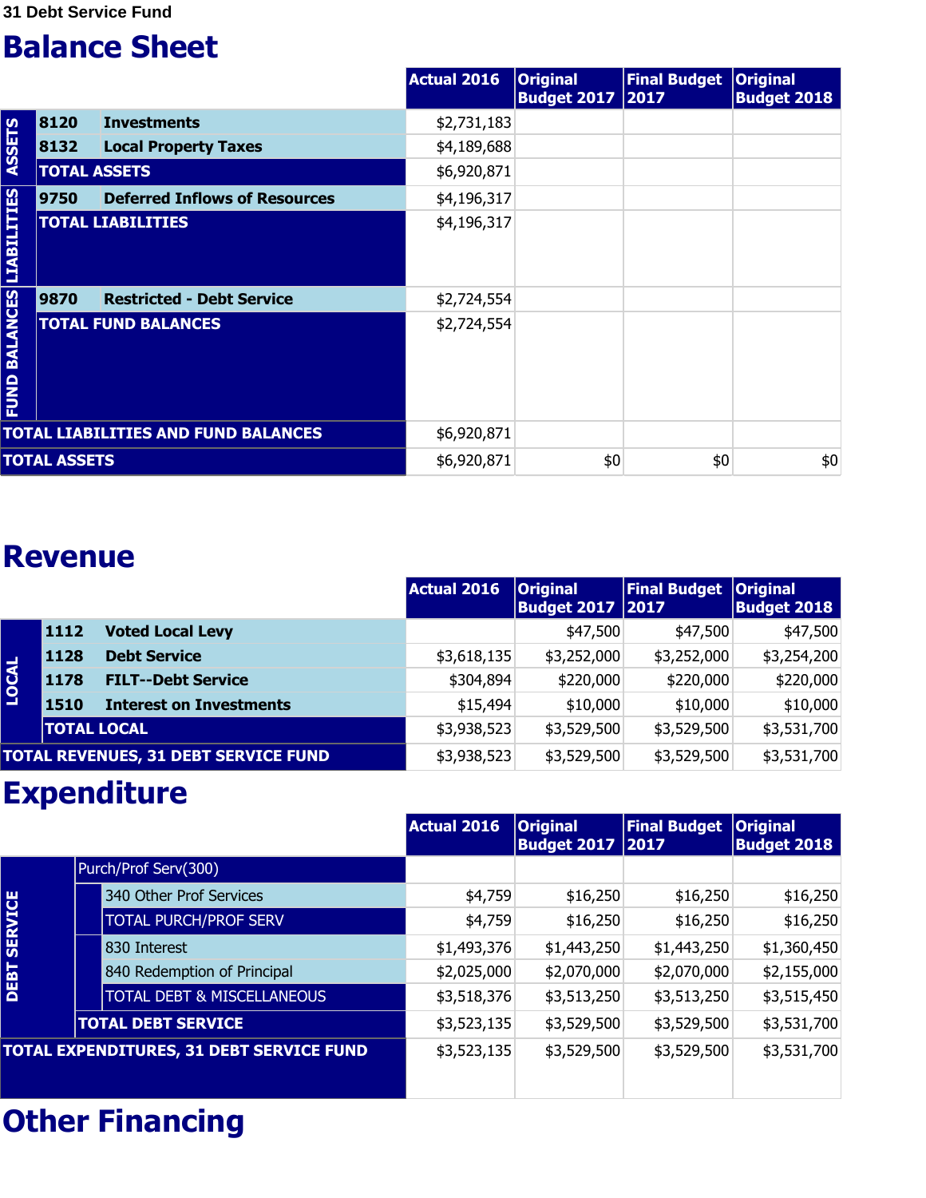31 Debt Service Fund

# Balance Sheet

| | | | Actual 2016 | Original Budget 2017 | Final Budget 2017 | Original Budget 2018 |
|---|---|---|---|---|---|---|
| ASSETS | 8120 | Investments | $2,731,183 | | | |
| | 8132 | Local Property Taxes | $4,189,688 | | | |
| | TOTAL ASSETS | | $6,920,871 | | | |
| LIABILITIES | 9750 | Deferred Inflows of Resources | $4,196,317 | | | |
| | TOTAL LIABILITIES | | $4,196,317 | | | |
| FUND BALANCES | 9870 | Restricted - Debt Service | $2,724,554 | | | |
| | TOTAL FUND BALANCES | | $2,724,554 | | | |
| TOTAL LIABILITIES AND FUND BALANCES | | | $6,920,871 | | | |
| TOTAL ASSETS | | | $6,920,871 | $0 | $0 | $0 |

# Revenue

| | | | Actual 2016 | Original Budget 2017 | Final Budget 2017 | Original Budget 2018 |
|---|---|---|---|---|---|---|
| LOCAL | 1112 | Voted Local Levy | | $47,500 | $47,500 | $47,500 |
| | 1128 | Debt Service | $3,618,135 | $3,252,000 | $3,252,000 | $3,254,200 |
| | 1178 | FILT--Debt Service | $304,894 | $220,000 | $220,000 | $220,000 |
| | 1510 | Interest on Investments | $15,494 | $10,000 | $10,000 | $10,000 |
| | TOTAL LOCAL | | $3,938,523 | $3,529,500 | $3,529,500 | $3,531,700 |
| TOTAL REVENUES, 31 DEBT SERVICE FUND | | | $3,938,523 | $3,529,500 | $3,529,500 | $3,531,700 |

# Expenditure

| | | | Actual 2016 | Original Budget 2017 | Final Budget 2017 | Original Budget 2018 |
|---|---|---|---|---|---|---|
| DEBT SERVICE | Purch/Prof Serv(300) | | | | | |
| | | 340 Other Prof Services | $4,759 | $16,250 | $16,250 | $16,250 |
| | | TOTAL PURCH/PROF SERV | $4,759 | $16,250 | $16,250 | $16,250 |
| | | 830 Interest | $1,493,376 | $1,443,250 | $1,443,250 | $1,360,450 |
| | | 840 Redemption of Principal | $2,025,000 | $2,070,000 | $2,070,000 | $2,155,000 |
| | | TOTAL DEBT & MISCELLANEOUS | $3,518,376 | $3,513,250 | $3,513,250 | $3,515,450 |
| | TOTAL DEBT SERVICE | | $3,523,135 | $3,529,500 | $3,529,500 | $3,531,700 |
| TOTAL EXPENDITURES, 31 DEBT SERVICE FUND | | | $3,523,135 | $3,529,500 | $3,529,500 | $3,531,700 |

# Other Financing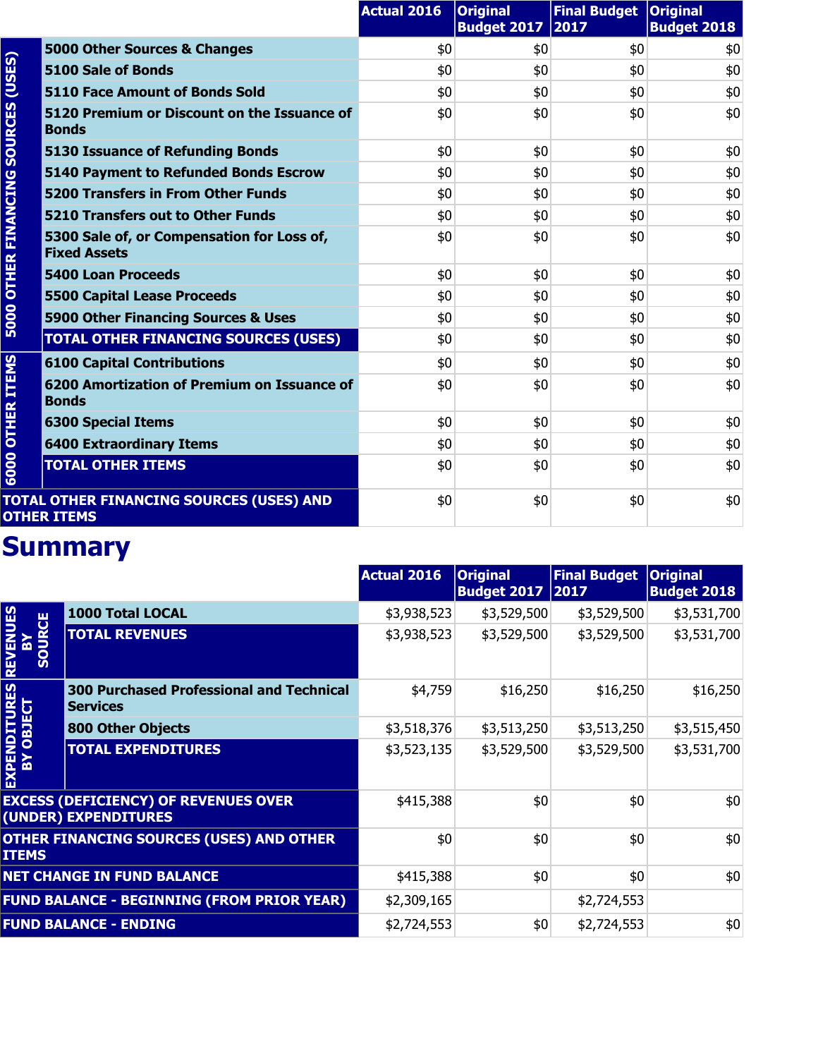| | | Actual 2016 | Original Budget 2017 | Final Budget 2017 | Original Budget 2018 |
|---|---|---|---|---|---|
| 5000 OTHER FINANCING SOURCES (USES) | 5000 Other Sources & Changes | $0 | $0 | $0 | $0 |
| | 5100 Sale of Bonds | $0 | $0 | $0 | $0 |
| | 5110 Face Amount of Bonds Sold | $0 | $0 | $0 | $0 |
| | 5120 Premium or Discount on the Issuance of Bonds | $0 | $0 | $0 | $0 |
| | 5130 Issuance of Refunding Bonds | $0 | $0 | $0 | $0 |
| | 5140 Payment to Refunded Bonds Escrow | $0 | $0 | $0 | $0 |
| | 5200 Transfers in From Other Funds | $0 | $0 | $0 | $0 |
| | 5210 Transfers out to Other Funds | $0 | $0 | $0 | $0 |
| | 5300 Sale of, or Compensation for Loss of, Fixed Assets | $0 | $0 | $0 | $0 |
| | 5400 Loan Proceeds | $0 | $0 | $0 | $0 |
| | 5500 Capital Lease Proceeds | $0 | $0 | $0 | $0 |
| | 5900 Other Financing Sources & Uses | $0 | $0 | $0 | $0 |
| | TOTAL OTHER FINANCING SOURCES (USES) | $0 | $0 | $0 | $0 |
| 6000 OTHER ITEMS | 6100 Capital Contributions | $0 | $0 | $0 | $0 |
| | 6200 Amortization of Premium on Issuance of Bonds | $0 | $0 | $0 | $0 |
| | 6300 Special Items | $0 | $0 | $0 | $0 |
| | 6400 Extraordinary Items | $0 | $0 | $0 | $0 |
| | TOTAL OTHER ITEMS | $0 | $0 | $0 | $0 |
| TOTAL OTHER FINANCING SOURCES (USES) AND OTHER ITEMS | | $0 | $0 | $0 | $0 |

# Summary

| | | Actual 2016 | Original Budget 2017 | Final Budget 2017 | Original Budget 2018 |
|---|---|---|---|---|---|
| REVENUES BY SOURCE | 1000 Total LOCAL | $3,938,523 | $3,529,500 | $3,529,500 | $3,531,700 |
| | TOTAL REVENUES | $3,938,523 | $3,529,500 | $3,529,500 | $3,531,700 |
| EXPENDITURES BY OBJECT | 300 Purchased Professional and Technical Services | $4,759 | $16,250 | $16,250 | $16,250 |
| | 800 Other Objects | $3,518,376 | $3,513,250 | $3,513,250 | $3,515,450 |
| | TOTAL EXPENDITURES | $3,523,135 | $3,529,500 | $3,529,500 | $3,531,700 |
| EXCESS (DEFICIENCY) OF REVENUES OVER (UNDER) EXPENDITURES | | $415,388 | $0 | $0 | $0 |
| OTHER FINANCING SOURCES (USES) AND OTHER ITEMS | | $0 | $0 | $0 | $0 |
| NET CHANGE IN FUND BALANCE | | $415,388 | $0 | $0 | $0 |
| FUND BALANCE - BEGINNING (FROM PRIOR YEAR) | | $2,309,165 | | $2,724,553 | |
| FUND BALANCE - ENDING | | $2,724,553 | $0 | $2,724,553 | $0 |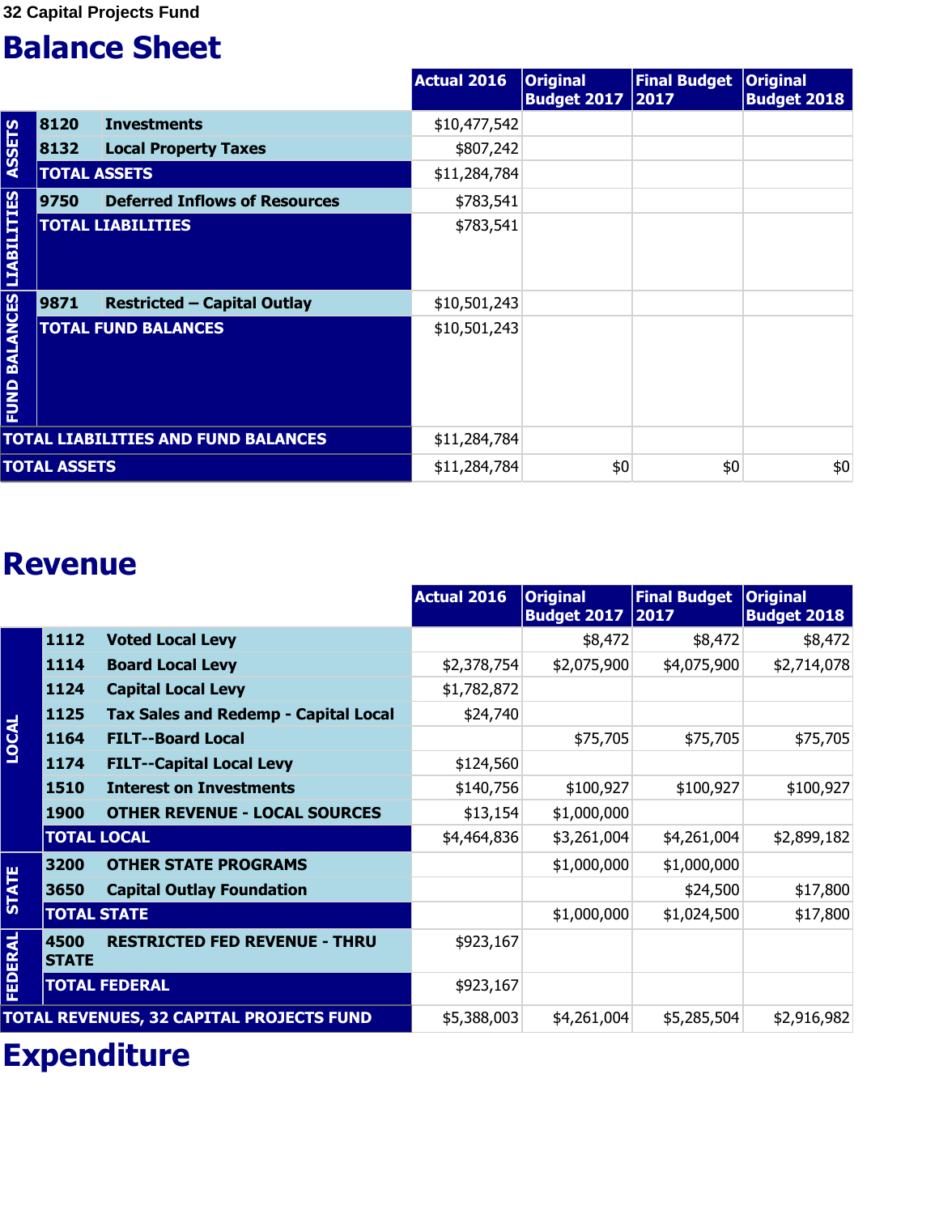32 Capital Projects Fund

# Balance Sheet

| | | | Actual 2016 | Original Budget 2017 | Final Budget 2017 | Original Budget 2018 |
|---|---|---|---|---|---|---|
| ASSETS | 8120 | Investments | $10,477,542 | | | |
| | 8132 | Local Property Taxes | $807,242 | | | |
| | TOTAL ASSETS | | $11,284,784 | | | |
| LIABILITIES | 9750 | Deferred Inflows of Resources | $783,541 | | | |
| | TOTAL LIABILITIES | | $783,541 | | | |
| FUND BALANCES | 9871 | Restricted – Capital Outlay | $10,501,243 | | | |
| | TOTAL FUND BALANCES | | $10,501,243 | | | |
| TOTAL LIABILITIES AND FUND BALANCES | | | $11,284,784 | | | |
| TOTAL ASSETS | | | $11,284,784 | $0 | $0 | $0 |

# Revenue

| | | | Actual 2016 | Original Budget 2017 | Final Budget 2017 | Original Budget 2018 |
|---|---|---|---|---|---|---|
| LOCAL | 1112 | Voted Local Levy | | $8,472 | $8,472 | $8,472 |
| | 1114 | Board Local Levy | $2,378,754 | $2,075,900 | $4,075,900 | $2,714,078 |
| | 1124 | Capital Local Levy | $1,782,872 | | | |
| | 1125 | Tax Sales and Redemp - Capital Local | $24,740 | | | |
| | 1164 | FILT--Board Local | | $75,705 | $75,705 | $75,705 |
| | 1174 | FILT--Capital Local Levy | $124,560 | | | |
| | 1510 | Interest on Investments | $140,756 | $100,927 | $100,927 | $100,927 |
| | 1900 | OTHER REVENUE - LOCAL SOURCES | $13,154 | $1,000,000 | | |
| | TOTAL LOCAL | | $4,464,836 | $3,261,004 | $4,261,004 | $2,899,182 |
| STATE | 3200 | OTHER STATE PROGRAMS | | $1,000,000 | $1,000,000 | |
| | 3650 | Capital Outlay Foundation | | | $24,500 | $17,800 |
| | TOTAL STATE | | | $1,000,000 | $1,024,500 | $17,800 |
| FEDERAL | 4500 | RESTRICTED FED REVENUE - THRU STATE | $923,167 | | | |
| | TOTAL FEDERAL | | $923,167 | | | |
| TOTAL REVENUES, 32 CAPITAL PROJECTS FUND | | | $5,388,003 | $4,261,004 | $5,285,504 | $2,916,982 |

# Expenditure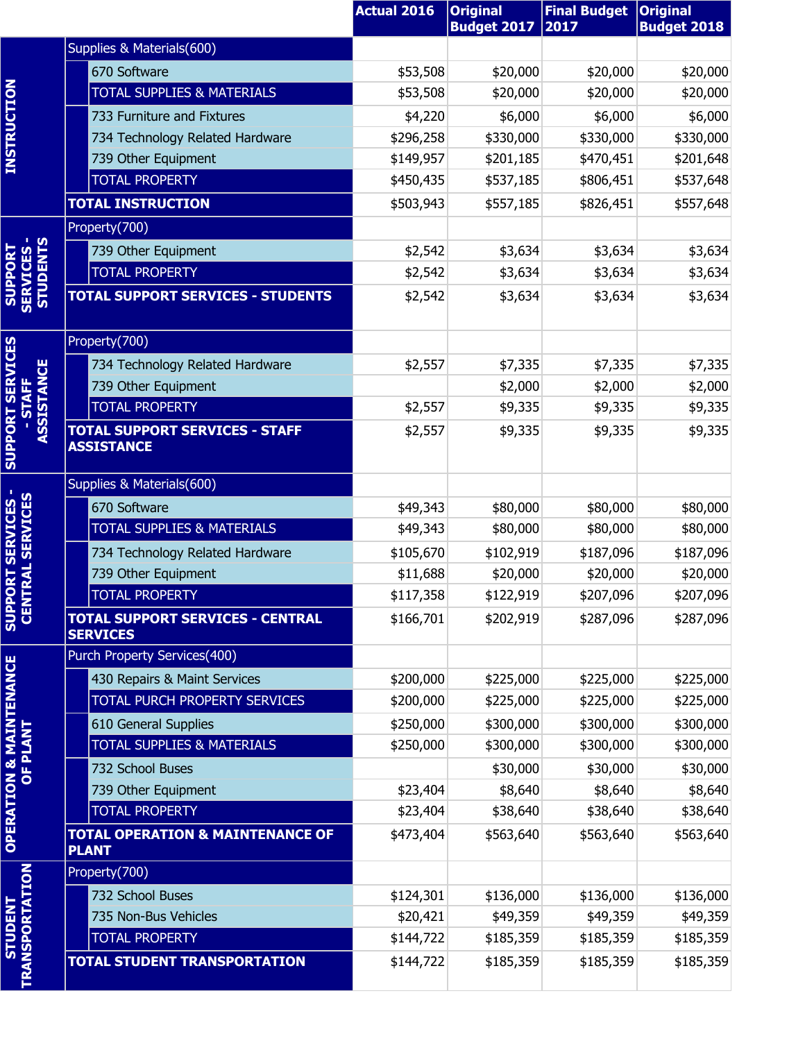| | | Actual 2016 | Original Budget 2017 | Final Budget 2017 | Original Budget 2018 |
|---|---|---|---|---|---|
| INSTRUCTION | Supplies & Materials(600) | | | | |
| | 670 Software | $53,508 | $20,000 | $20,000 | $20,000 |
| | TOTAL SUPPLIES & MATERIALS | $53,508 | $20,000 | $20,000 | $20,000 |
| | 733 Furniture and Fixtures | $4,220 | $6,000 | $6,000 | $6,000 |
| | 734 Technology Related Hardware | $296,258 | $330,000 | $330,000 | $330,000 |
| | 739 Other Equipment | $149,957 | $201,185 | $470,451 | $201,648 |
| | TOTAL PROPERTY | $450,435 | $537,185 | $806,451 | $537,648 |
| | **TOTAL INSTRUCTION** | $503,943 | $557,185 | $826,451 | $557,648 |
| SUPPORT SERVICES - STUDENTS | Property(700) | | | | |
| | 739 Other Equipment | $2,542 | $3,634 | $3,634 | $3,634 |
| | TOTAL PROPERTY | $2,542 | $3,634 | $3,634 | $3,634 |
| | **TOTAL SUPPORT SERVICES - STUDENTS** | $2,542 | $3,634 | $3,634 | $3,634 |
| SUPPORT SERVICES - STAFF ASSISTANCE | Property(700) | | | | |
| | 734 Technology Related Hardware | $2,557 | $7,335 | $7,335 | $7,335 |
| | 739 Other Equipment | | $2,000 | $2,000 | $2,000 |
| | TOTAL PROPERTY | $2,557 | $9,335 | $9,335 | $9,335 |
| | **TOTAL SUPPORT SERVICES - STAFF ASSISTANCE** | $2,557 | $9,335 | $9,335 | $9,335 |
| SUPPORT SERVICES - CENTRAL SERVICES | Supplies & Materials(600) | | | | |
| | 670 Software | $49,343 | $80,000 | $80,000 | $80,000 |
| | TOTAL SUPPLIES & MATERIALS | $49,343 | $80,000 | $80,000 | $80,000 |
| | 734 Technology Related Hardware | $105,670 | $102,919 | $187,096 | $187,096 |
| | 739 Other Equipment | $11,688 | $20,000 | $20,000 | $20,000 |
| | TOTAL PROPERTY | $117,358 | $122,919 | $207,096 | $207,096 |
| | **TOTAL SUPPORT SERVICES - CENTRAL SERVICES** | $166,701 | $202,919 | $287,096 | $287,096 |
| OPERATION & MAINTENANCE OF PLANT | Purch Property Services(400) | | | | |
| | 430 Repairs & Maint Services | $200,000 | $225,000 | $225,000 | $225,000 |
| | TOTAL PURCH PROPERTY SERVICES | $200,000 | $225,000 | $225,000 | $225,000 |
| | 610 General Supplies | $250,000 | $300,000 | $300,000 | $300,000 |
| | TOTAL SUPPLIES & MATERIALS | $250,000 | $300,000 | $300,000 | $300,000 |
| | 732 School Buses | | $30,000 | $30,000 | $30,000 |
| | 739 Other Equipment | $23,404 | $8,640 | $8,640 | $8,640 |
| | TOTAL PROPERTY | $23,404 | $38,640 | $38,640 | $38,640 |
| | **TOTAL OPERATION & MAINTENANCE OF PLANT** | $473,404 | $563,640 | $563,640 | $563,640 |
| STUDENT TRANSPORTATION | Property(700) | | | | |
| | 732 School Buses | $124,301 | $136,000 | $136,000 | $136,000 |
| | 735 Non-Bus Vehicles | $20,421 | $49,359 | $49,359 | $49,359 |
| | TOTAL PROPERTY | $144,722 | $185,359 | $185,359 | $185,359 |
| | **TOTAL STUDENT TRANSPORTATION** | $144,722 | $185,359 | $185,359 | $185,359 |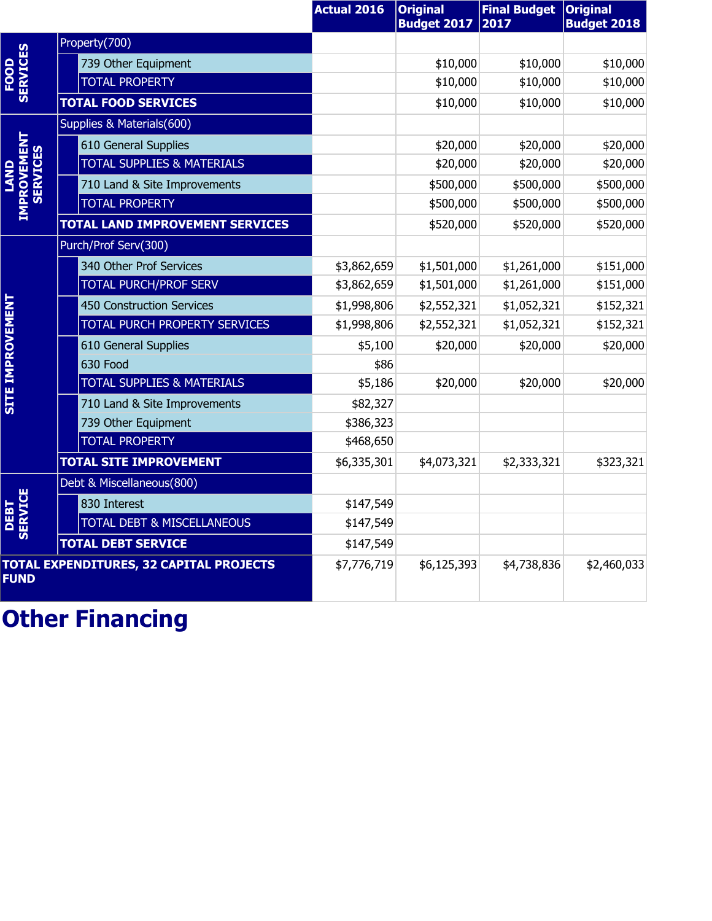| | | Actual 2016 | Original Budget 2017 | Final Budget 2017 | Original Budget 2018 |
|---|---|---|---|---|---|
| FOOD SERVICES | Property(700) | | | | |
| | 739 Other Equipment | | $10,000 | $10,000 | $10,000 |
| | TOTAL PROPERTY | | $10,000 | $10,000 | $10,000 |
| | **TOTAL FOOD SERVICES** | | $10,000 | $10,000 | $10,000 |
| LAND IMPROVEMENT SERVICES | Supplies & Materials(600) | | | | |
| | 610 General Supplies | | $20,000 | $20,000 | $20,000 |
| | TOTAL SUPPLIES & MATERIALS | | $20,000 | $20,000 | $20,000 |
| | 710 Land & Site Improvements | | $500,000 | $500,000 | $500,000 |
| | TOTAL PROPERTY | | $500,000 | $500,000 | $500,000 |
| | **TOTAL LAND IMPROVEMENT SERVICES** | | $520,000 | $520,000 | $520,000 |
| SITE IMPROVEMENT | Purch/Prof Serv(300) | | | | |
| | 340 Other Prof Services | $3,862,659 | $1,501,000 | $1,261,000 | $151,000 |
| | TOTAL PURCH/PROF SERV | $3,862,659 | $1,501,000 | $1,261,000 | $151,000 |
| | 450 Construction Services | $1,998,806 | $2,552,321 | $1,052,321 | $152,321 |
| | TOTAL PURCH PROPERTY SERVICES | $1,998,806 | $2,552,321 | $1,052,321 | $152,321 |
| | 610 General Supplies | $5,100 | $20,000 | $20,000 | $20,000 |
| | 630 Food | $86 | | | |
| | TOTAL SUPPLIES & MATERIALS | $5,186 | $20,000 | $20,000 | $20,000 |
| | 710 Land & Site Improvements | $82,327 | | | |
| | 739 Other Equipment | $386,323 | | | |
| | TOTAL PROPERTY | $468,650 | | | |
| | **TOTAL SITE IMPROVEMENT** | $6,335,301 | $4,073,321 | $2,333,321 | $323,321 |
| DEBT SERVICE | Debt & Miscellaneous(800) | | | | |
| | 830 Interest | $147,549 | | | |
| | TOTAL DEBT & MISCELLANEOUS | $147,549 | | | |
| | **TOTAL DEBT SERVICE** | $147,549 | | | |
| **TOTAL EXPENDITURES, 32 CAPITAL PROJECTS FUND** | | $7,776,719 | $6,125,393 | $4,738,836 | $2,460,033 |

# Other Financing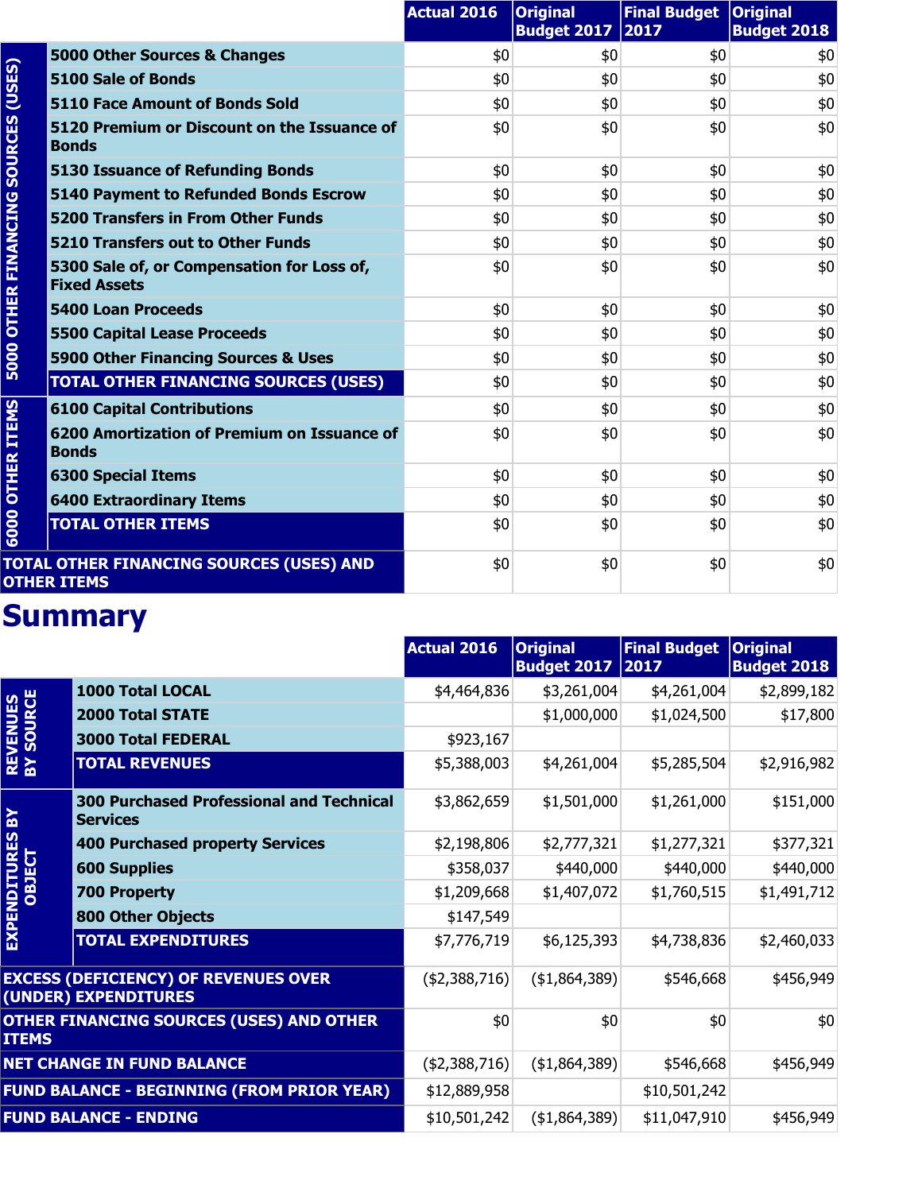| | | Actual 2016 | Original Budget 2017 | Final Budget 2017 | Original Budget 2018 |
|---|---|---|---|---|---|
| 5000 OTHER FINANCING SOURCES (USES) | 5000 Other Sources & Changes | $0 | $0 | $0 | $0 |
| | 5100 Sale of Bonds | $0 | $0 | $0 | $0 |
| | 5110 Face Amount of Bonds Sold | $0 | $0 | $0 | $0 |
| | 5120 Premium or Discount on the Issuance of Bonds | $0 | $0 | $0 | $0 |
| | 5130 Issuance of Refunding Bonds | $0 | $0 | $0 | $0 |
| | 5140 Payment to Refunded Bonds Escrow | $0 | $0 | $0 | $0 |
| | 5200 Transfers in From Other Funds | $0 | $0 | $0 | $0 |
| | 5210 Transfers out to Other Funds | $0 | $0 | $0 | $0 |
| | 5300 Sale of, or Compensation for Loss of, Fixed Assets | $0 | $0 | $0 | $0 |
| | 5400 Loan Proceeds | $0 | $0 | $0 | $0 |
| | 5500 Capital Lease Proceeds | $0 | $0 | $0 | $0 |
| | 5900 Other Financing Sources & Uses | $0 | $0 | $0 | $0 |
| | **TOTAL OTHER FINANCING SOURCES (USES)** | $0 | $0 | $0 | $0 |
| 6000 OTHER ITEMS | 6100 Capital Contributions | $0 | $0 | $0 | $0 |
| | 6200 Amortization of Premium on Issuance of Bonds | $0 | $0 | $0 | $0 |
| | 6300 Special Items | $0 | $0 | $0 | $0 |
| | 6400 Extraordinary Items | $0 | $0 | $0 | $0 |
| | **TOTAL OTHER ITEMS** | $0 | $0 | $0 | $0 |
| **TOTAL OTHER FINANCING SOURCES (USES) AND OTHER ITEMS** | | $0 | $0 | $0 | $0 |

# Summary

| | | Actual 2016 | Original Budget 2017 | Final Budget 2017 | Original Budget 2018 |
|---|---|---|---|---|---|
| REVENUES BY SOURCE | 1000 Total LOCAL | $4,464,836 | $3,261,004 | $4,261,004 | $2,899,182 |
| | 2000 Total STATE | | $1,000,000 | $1,024,500 | $17,800 |
| | 3000 Total FEDERAL | $923,167 | | | |
| | **TOTAL REVENUES** | $5,388,003 | $4,261,004 | $5,285,504 | $2,916,982 |
| EXPENDITURES BY OBJECT | 300 Purchased Professional and Technical Services | $3,862,659 | $1,501,000 | $1,261,000 | $151,000 |
| | 400 Purchased property Services | $2,198,806 | $2,777,321 | $1,277,321 | $377,321 |
| | 600 Supplies | $358,037 | $440,000 | $440,000 | $440,000 |
| | 700 Property | $1,209,668 | $1,407,072 | $1,760,515 | $1,491,712 |
| | 800 Other Objects | $147,549 | | | |
| | **TOTAL EXPENDITURES** | $7,776,719 | $6,125,393 | $4,738,836 | $2,460,033 |
| **EXCESS (DEFICIENCY) OF REVENUES OVER (UNDER) EXPENDITURES** | | ($2,388,716) | ($1,864,389) | $546,668 | $456,949 |
| **OTHER FINANCING SOURCES (USES) AND OTHER ITEMS** | | $0 | $0 | $0 | $0 |
| **NET CHANGE IN FUND BALANCE** | | ($2,388,716) | ($1,864,389) | $546,668 | $456,949 |
| **FUND BALANCE - BEGINNING (FROM PRIOR YEAR)** | | $12,889,958 | | $10,501,242 | |
| **FUND BALANCE - ENDING** | | $10,501,242 | ($1,864,389) | $11,047,910 | $456,949 |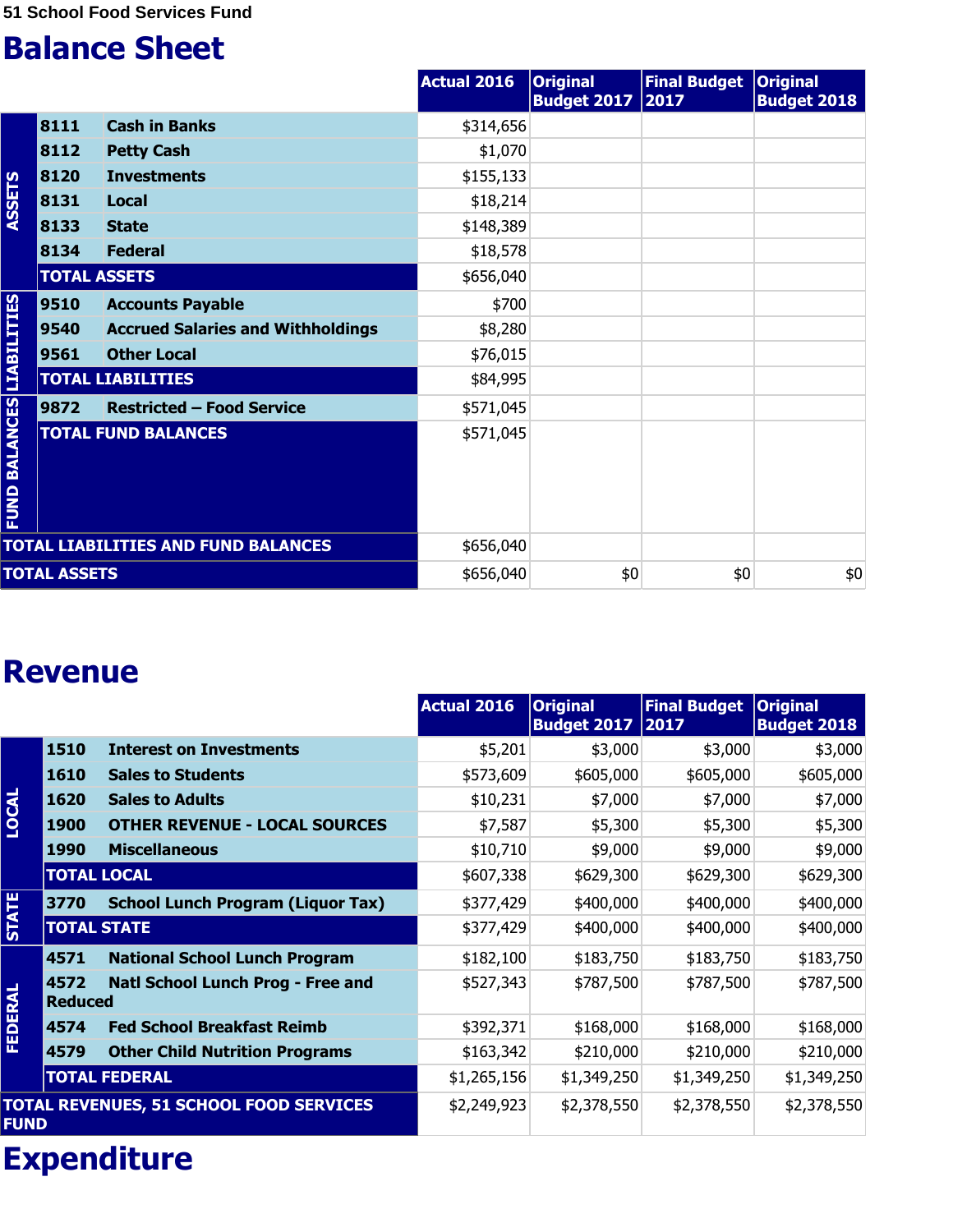51 School Food Services Fund

# Balance Sheet

| | | | Actual 2016 | Original Budget 2017 | Final Budget 2017 | Original Budget 2018 |
|---|---|---|---|---|---|---|
| ASSETS | 8111 | Cash in Banks | $314,656 | | | |
| | 8112 | Petty Cash | $1,070 | | | |
| | 8120 | Investments | $155,133 | | | |
| | 8131 | Local | $18,214 | | | |
| | 8133 | State | $148,389 | | | |
| | 8134 | Federal | $18,578 | | | |
| | TOTAL ASSETS | | $656,040 | | | |
| LIABILITIES | 9510 | Accounts Payable | $700 | | | |
| | 9540 | Accrued Salaries and Withholdings | $8,280 | | | |
| | 9561 | Other Local | $76,015 | | | |
| | TOTAL LIABILITIES | | $84,995 | | | |
| FUND BALANCES | 9872 | Restricted – Food Service | $571,045 | | | |
| | TOTAL FUND BALANCES | | $571,045 | | | |
| TOTAL LIABILITIES AND FUND BALANCES | | | $656,040 | | | |
| TOTAL ASSETS | | | $656,040 | $0 | $0 | $0 |

# Revenue

| | | | Actual 2016 | Original Budget 2017 | Final Budget 2017 | Original Budget 2018 |
|---|---|---|---|---|---|---|
| LOCAL | 1510 | Interest on Investments | $5,201 | $3,000 | $3,000 | $3,000 |
| | 1610 | Sales to Students | $573,609 | $605,000 | $605,000 | $605,000 |
| | 1620 | Sales to Adults | $10,231 | $7,000 | $7,000 | $7,000 |
| | 1900 | OTHER REVENUE - LOCAL SOURCES | $7,587 | $5,300 | $5,300 | $5,300 |
| | 1990 | Miscellaneous | $10,710 | $9,000 | $9,000 | $9,000 |
| | TOTAL LOCAL | | $607,338 | $629,300 | $629,300 | $629,300 |
| STATE | 3770 | School Lunch Program (Liquor Tax) | $377,429 | $400,000 | $400,000 | $400,000 |
| | TOTAL STATE | | $377,429 | $400,000 | $400,000 | $400,000 |
| FEDERAL | 4571 | National School Lunch Program | $182,100 | $183,750 | $183,750 | $183,750 |
| | 4572 | Natl School Lunch Prog - Free and Reduced | $527,343 | $787,500 | $787,500 | $787,500 |
| | 4574 | Fed School Breakfast Reimb | $392,371 | $168,000 | $168,000 | $168,000 |
| | 4579 | Other Child Nutrition Programs | $163,342 | $210,000 | $210,000 | $210,000 |
| | TOTAL FEDERAL | | $1,265,156 | $1,349,250 | $1,349,250 | $1,349,250 |
| TOTAL REVENUES, 51 SCHOOL FOOD SERVICES FUND | | | $2,249,923 | $2,378,550 | $2,378,550 | $2,378,550 |

# Expenditure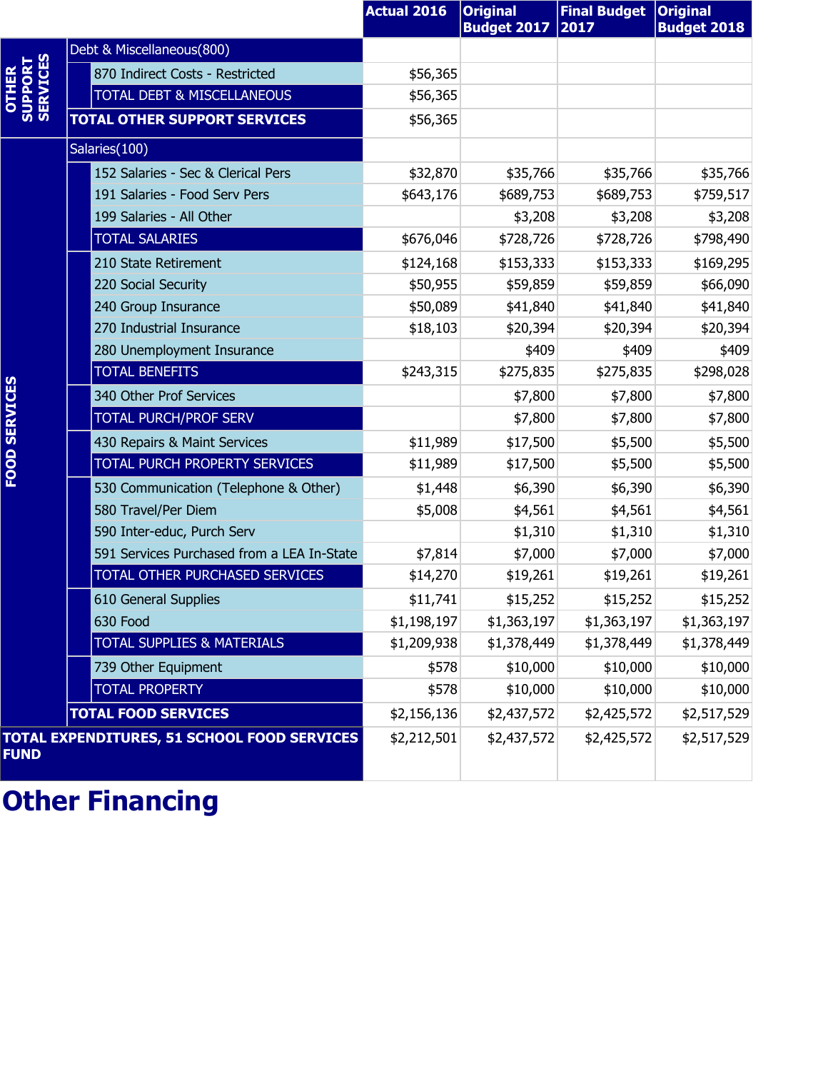| | | Actual 2016 | Original Budget 2017 | Final Budget 2017 | Original Budget 2018 |
|---|---|---|---|---|---|
| OTHER SUPPORT SERVICES | Debt & Miscellaneous(800) | | | | |
| | 870 Indirect Costs - Restricted | $56,365 | | | |
| | TOTAL DEBT & MISCELLANEOUS | $56,365 | | | |
| | **TOTAL OTHER SUPPORT SERVICES** | $56,365 | | | |
| FOOD SERVICES | Salaries(100) | | | | |
| | 152 Salaries - Sec & Clerical Pers | $32,870 | $35,766 | $35,766 | $35,766 |
| | 191 Salaries - Food Serv Pers | $643,176 | $689,753 | $689,753 | $759,517 |
| | 199 Salaries - All Other | | $3,208 | $3,208 | $3,208 |
| | TOTAL SALARIES | $676,046 | $728,726 | $728,726 | $798,490 |
| | 210 State Retirement | $124,168 | $153,333 | $153,333 | $169,295 |
| | 220 Social Security | $50,955 | $59,859 | $59,859 | $66,090 |
| | 240 Group Insurance | $50,089 | $41,840 | $41,840 | $41,840 |
| | 270 Industrial Insurance | $18,103 | $20,394 | $20,394 | $20,394 |
| | 280 Unemployment Insurance | | $409 | $409 | $409 |
| | TOTAL BENEFITS | $243,315 | $275,835 | $275,835 | $298,028 |
| | 340 Other Prof Services | | $7,800 | $7,800 | $7,800 |
| | TOTAL PURCH/PROF SERV | | $7,800 | $7,800 | $7,800 |
| | 430 Repairs & Maint Services | $11,989 | $17,500 | $5,500 | $5,500 |
| | TOTAL PURCH PROPERTY SERVICES | $11,989 | $17,500 | $5,500 | $5,500 |
| | 530 Communication (Telephone & Other) | $1,448 | $6,390 | $6,390 | $6,390 |
| | 580 Travel/Per Diem | $5,008 | $4,561 | $4,561 | $4,561 |
| | 590 Inter-educ, Purch Serv | | $1,310 | $1,310 | $1,310 |
| | 591 Services Purchased from a LEA In-State | $7,814 | $7,000 | $7,000 | $7,000 |
| | TOTAL OTHER PURCHASED SERVICES | $14,270 | $19,261 | $19,261 | $19,261 |
| | 610 General Supplies | $11,741 | $15,252 | $15,252 | $15,252 |
| | 630 Food | $1,198,197 | $1,363,197 | $1,363,197 | $1,363,197 |
| | TOTAL SUPPLIES & MATERIALS | $1,209,938 | $1,378,449 | $1,378,449 | $1,378,449 |
| | 739 Other Equipment | $578 | $10,000 | $10,000 | $10,000 |
| | TOTAL PROPERTY | $578 | $10,000 | $10,000 | $10,000 |
| | **TOTAL FOOD SERVICES** | $2,156,136 | $2,437,572 | $2,425,572 | $2,517,529 |
| **TOTAL EXPENDITURES, 51 SCHOOL FOOD SERVICES FUND** | | $2,212,501 | $2,437,572 | $2,425,572 | $2,517,529 |

# Other Financing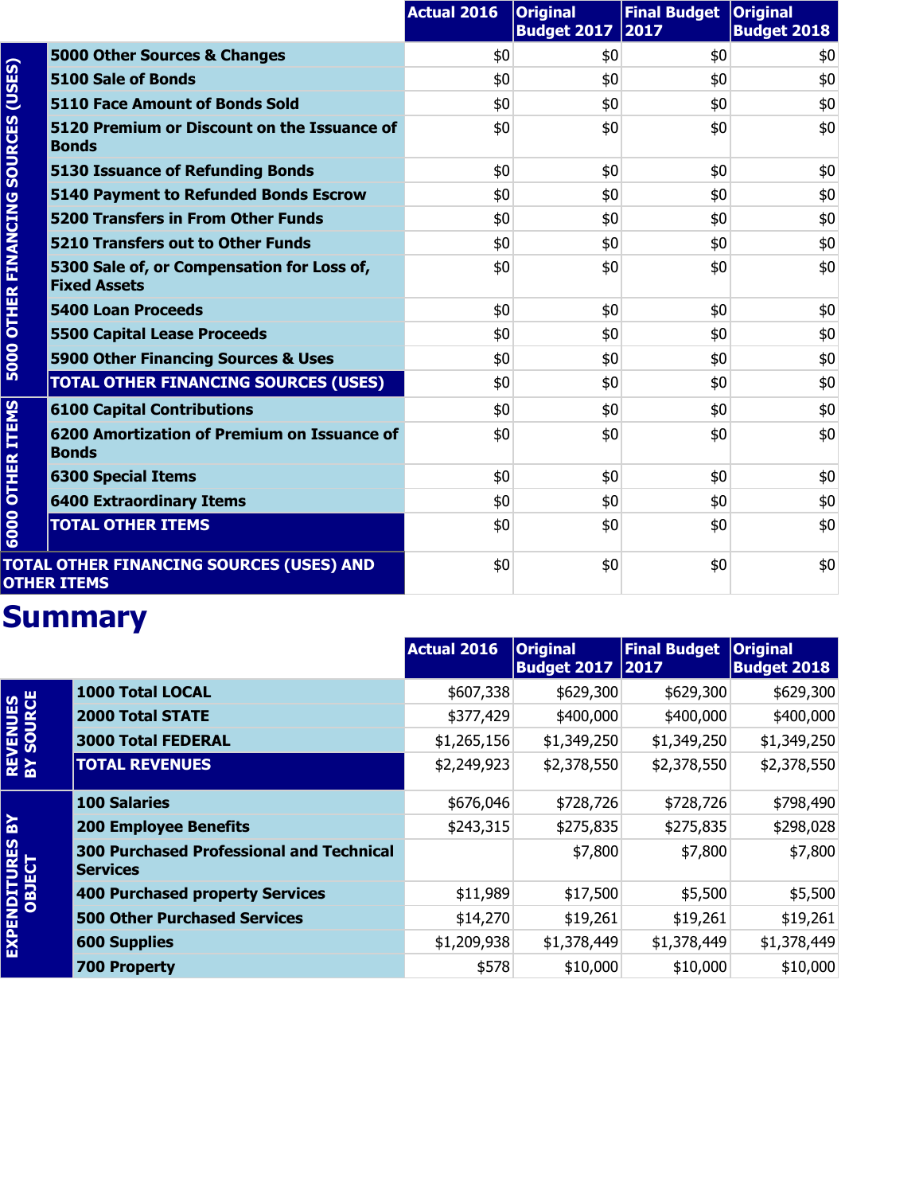| | | Actual 2016 | Original Budget 2017 | Final Budget 2017 | Original Budget 2018 |
|---|---|---|---|---|---|
| 5000 OTHER FINANCING SOURCES (USES) | 5000 Other Sources & Changes | $0 | $0 | $0 | $0 |
| | 5100 Sale of Bonds | $0 | $0 | $0 | $0 |
| | 5110 Face Amount of Bonds Sold | $0 | $0 | $0 | $0 |
| | 5120 Premium or Discount on the Issuance of Bonds | $0 | $0 | $0 | $0 |
| | 5130 Issuance of Refunding Bonds | $0 | $0 | $0 | $0 |
| | 5140 Payment to Refunded Bonds Escrow | $0 | $0 | $0 | $0 |
| | 5200 Transfers in From Other Funds | $0 | $0 | $0 | $0 |
| | 5210 Transfers out to Other Funds | $0 | $0 | $0 | $0 |
| | 5300 Sale of, or Compensation for Loss of, Fixed Assets | $0 | $0 | $0 | $0 |
| | 5400 Loan Proceeds | $0 | $0 | $0 | $0 |
| | 5500 Capital Lease Proceeds | $0 | $0 | $0 | $0 |
| | 5900 Other Financing Sources & Uses | $0 | $0 | $0 | $0 |
| | TOTAL OTHER FINANCING SOURCES (USES) | $0 | $0 | $0 | $0 |
| 6000 OTHER ITEMS | 6100 Capital Contributions | $0 | $0 | $0 | $0 |
| | 6200 Amortization of Premium on Issuance of Bonds | $0 | $0 | $0 | $0 |
| | 6300 Special Items | $0 | $0 | $0 | $0 |
| | 6400 Extraordinary Items | $0 | $0 | $0 | $0 |
| | TOTAL OTHER ITEMS | $0 | $0 | $0 | $0 |
| TOTAL OTHER FINANCING SOURCES (USES) AND OTHER ITEMS | | $0 | $0 | $0 | $0 |

# Summary

| | | Actual 2016 | Original Budget 2017 | Final Budget 2017 | Original Budget 2018 |
|---|---|---|---|---|---|
| REVENUES BY SOURCE | 1000 Total LOCAL | $607,338 | $629,300 | $629,300 | $629,300 |
| | 2000 Total STATE | $377,429 | $400,000 | $400,000 | $400,000 |
| | 3000 Total FEDERAL | $1,265,156 | $1,349,250 | $1,349,250 | $1,349,250 |
| | TOTAL REVENUES | $2,249,923 | $2,378,550 | $2,378,550 | $2,378,550 |
| EXPENDITURES BY OBJECT | 100 Salaries | $676,046 | $728,726 | $728,726 | $798,490 |
| | 200 Employee Benefits | $243,315 | $275,835 | $275,835 | $298,028 |
| | 300 Purchased Professional and Technical Services | | $7,800 | $7,800 | $7,800 |
| | 400 Purchased property Services | $11,989 | $17,500 | $5,500 | $5,500 |
| | 500 Other Purchased Services | $14,270 | $19,261 | $19,261 | $19,261 |
| | 600 Supplies | $1,209,938 | $1,378,449 | $1,378,449 | $1,378,449 |
| | 700 Property | $578 | $10,000 | $10,000 | $10,000 |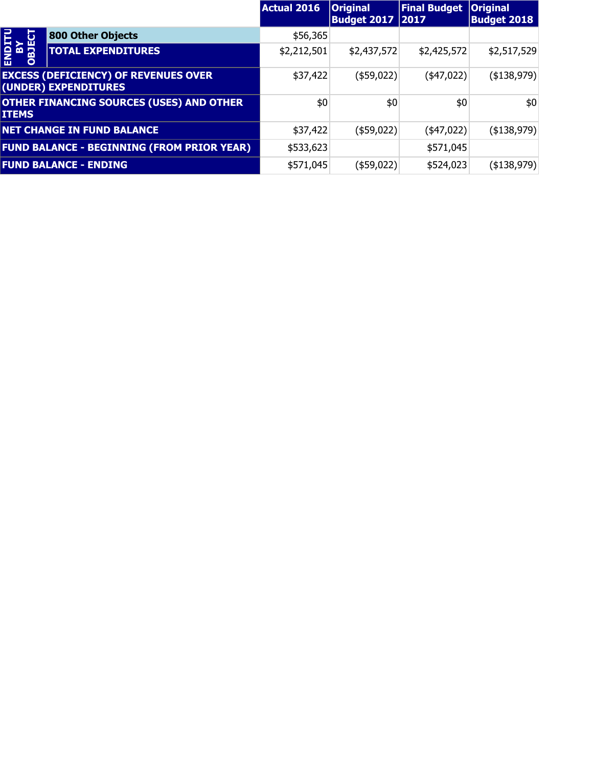| | | Actual 2016 | Original Budget 2017 | Final Budget 2017 | Original Budget 2018 |
|---|---|---|---|---|---|
| ENDITU BY OBJECT | 800 Other Objects | $56,365 | | | |
| | TOTAL EXPENDITURES | $2,212,501 | $2,437,572 | $2,425,572 | $2,517,529 |
| EXCESS (DEFICIENCY) OF REVENUES OVER (UNDER) EXPENDITURES | | $37,422 | ($59,022) | ($47,022) | ($138,979) |
| OTHER FINANCING SOURCES (USES) AND OTHER ITEMS | | $0 | $0 | $0 | $0 |
| NET CHANGE IN FUND BALANCE | | $37,422 | ($59,022) | ($47,022) | ($138,979) |
| FUND BALANCE - BEGINNING (FROM PRIOR YEAR) | | $533,623 | | $571,045 | |
| FUND BALANCE - ENDING | | $571,045 | ($59,022) | $524,023 | ($138,979) |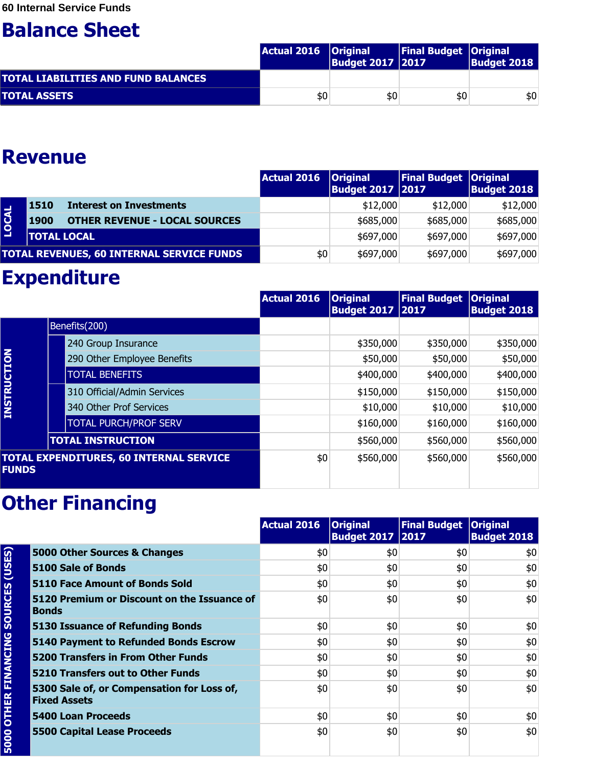**60 Internal Service Funds**

# Balance Sheet

| | Actual 2016 | Original Budget 2017 | Final Budget 2017 | Original Budget 2018 |
|---|---|---|---|---|
| **TOTAL LIABILITIES AND FUND BALANCES** | | | | |
| **TOTAL ASSETS** | $0 | $0 | $0 | $0 |

# Revenue

| | | Actual 2016 | Original Budget 2017 | Final Budget 2017 | Original Budget 2018 |
|---|---|---|---|---|---|
| **LOCAL** | **1510 Interest on Investments** | | $12,000 | $12,000 | $12,000 |
| | **1900 OTHER REVENUE - LOCAL SOURCES** | | $685,000 | $685,000 | $685,000 |
| | **TOTAL LOCAL** | | $697,000 | $697,000 | $697,000 |
| **TOTAL REVENUES, 60 INTERNAL SERVICE FUNDS** | | $0 | $697,000 | $697,000 | $697,000 |

# Expenditure

| | | | Actual 2016 | Original Budget 2017 | Final Budget 2017 | Original Budget 2018 |
|---|---|---|---|---|---|---|
| **INSTRUCTION** | Benefits(200) | | | | | |
| | | 240 Group Insurance | | $350,000 | $350,000 | $350,000 |
| | | 290 Other Employee Benefits | | $50,000 | $50,000 | $50,000 |
| | | TOTAL BENEFITS | | $400,000 | $400,000 | $400,000 |
| | | 310 Official/Admin Services | | $150,000 | $150,000 | $150,000 |
| | | 340 Other Prof Services | | $10,000 | $10,000 | $10,000 |
| | | TOTAL PURCH/PROF SERV | | $160,000 | $160,000 | $160,000 |
| | **TOTAL INSTRUCTION** | | | $560,000 | $560,000 | $560,000 |
| **TOTAL EXPENDITURES, 60 INTERNAL SERVICE FUNDS** | | | $0 | $560,000 | $560,000 | $560,000 |

# Other Financing

| | | Actual 2016 | Original Budget 2017 | Final Budget 2017 | Original Budget 2018 |
|---|---|---|---|---|---|
| **5000 OTHER FINANCING SOURCES (USES)** | **5000 Other Sources & Changes** | $0 | $0 | $0 | $0 |
| | **5100 Sale of Bonds** | $0 | $0 | $0 | $0 |
| | **5110 Face Amount of Bonds Sold** | $0 | $0 | $0 | $0 |
| | **5120 Premium or Discount on the Issuance of Bonds** | $0 | $0 | $0 | $0 |
| | **5130 Issuance of Refunding Bonds** | $0 | $0 | $0 | $0 |
| | **5140 Payment to Refunded Bonds Escrow** | $0 | $0 | $0 | $0 |
| | **5200 Transfers in From Other Funds** | $0 | $0 | $0 | $0 |
| | **5210 Transfers out to Other Funds** | $0 | $0 | $0 | $0 |
| | **5300 Sale of, or Compensation for Loss of, Fixed Assets** | $0 | $0 | $0 | $0 |
| | **5400 Loan Proceeds** | $0 | $0 | $0 | $0 |
| | **5500 Capital Lease Proceeds** | $0 | $0 | $0 | $0 |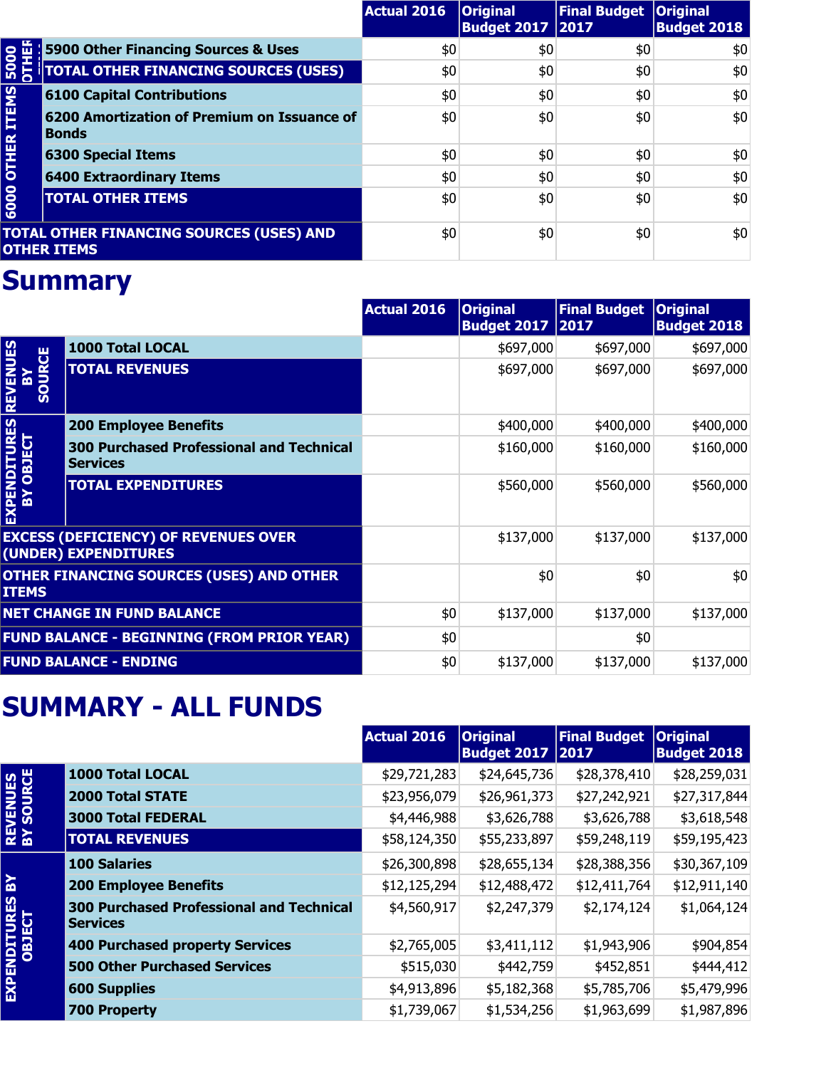| | | Actual 2016 | Original Budget 2017 | Final Budget 2017 | Original Budget 2018 |
|---|---|---|---|---|---|
| 5000 OTHER | 5900 Other Financing Sources & Uses | $0 | $0 | $0 | $0 |
| | TOTAL OTHER FINANCING SOURCES (USES) | $0 | $0 | $0 | $0 |
| 6000 OTHER ITEMS | 6100 Capital Contributions | $0 | $0 | $0 | $0 |
| | 6200 Amortization of Premium on Issuance of Bonds | $0 | $0 | $0 | $0 |
| | 6300 Special Items | $0 | $0 | $0 | $0 |
| | 6400 Extraordinary Items | $0 | $0 | $0 | $0 |
| | TOTAL OTHER ITEMS | $0 | $0 | $0 | $0 |
| TOTAL OTHER FINANCING SOURCES (USES) AND OTHER ITEMS | | $0 | $0 | $0 | $0 |

# Summary

| | | Actual 2016 | Original Budget 2017 | Final Budget 2017 | Original Budget 2018 |
|---|---|---|---|---|---|
| REVENUES BY SOURCE | 1000 Total LOCAL | | $697,000 | $697,000 | $697,000 |
| | TOTAL REVENUES | | $697,000 | $697,000 | $697,000 |
| EXPENDITURES BY OBJECT | 200 Employee Benefits | | $400,000 | $400,000 | $400,000 |
| | 300 Purchased Professional and Technical Services | | $160,000 | $160,000 | $160,000 |
| | TOTAL EXPENDITURES | | $560,000 | $560,000 | $560,000 |
| EXCESS (DEFICIENCY) OF REVENUES OVER (UNDER) EXPENDITURES | | | $137,000 | $137,000 | $137,000 |
| OTHER FINANCING SOURCES (USES) AND OTHER ITEMS | | | $0 | $0 | $0 |
| NET CHANGE IN FUND BALANCE | | $0 | $137,000 | $137,000 | $137,000 |
| FUND BALANCE - BEGINNING (FROM PRIOR YEAR) | | $0 | | $0 | |
| FUND BALANCE - ENDING | | $0 | $137,000 | $137,000 | $137,000 |

# SUMMARY - ALL FUNDS

| | | Actual 2016 | Original Budget 2017 | Final Budget 2017 | Original Budget 2018 |
|---|---|---|---|---|---|
| REVENUES BY SOURCE | 1000 Total LOCAL | $29,721,283 | $24,645,736 | $28,378,410 | $28,259,031 |
| | 2000 Total STATE | $23,956,079 | $26,961,373 | $27,242,921 | $27,317,844 |
| | 3000 Total FEDERAL | $4,446,988 | $3,626,788 | $3,626,788 | $3,618,548 |
| | TOTAL REVENUES | $58,124,350 | $55,233,897 | $59,248,119 | $59,195,423 |
| EXPENDITURES BY OBJECT | 100 Salaries | $26,300,898 | $28,655,134 | $28,388,356 | $30,367,109 |
| | 200 Employee Benefits | $12,125,294 | $12,488,472 | $12,411,764 | $12,911,140 |
| | 300 Purchased Professional and Technical Services | $4,560,917 | $2,247,379 | $2,174,124 | $1,064,124 |
| | 400 Purchased property Services | $2,765,005 | $3,411,112 | $1,943,906 | $904,854 |
| | 500 Other Purchased Services | $515,030 | $442,759 | $452,851 | $444,412 |
| | 600 Supplies | $4,913,896 | $5,182,368 | $5,785,706 | $5,479,996 |
| | 700 Property | $1,739,067 | $1,534,256 | $1,963,699 | $1,987,896 |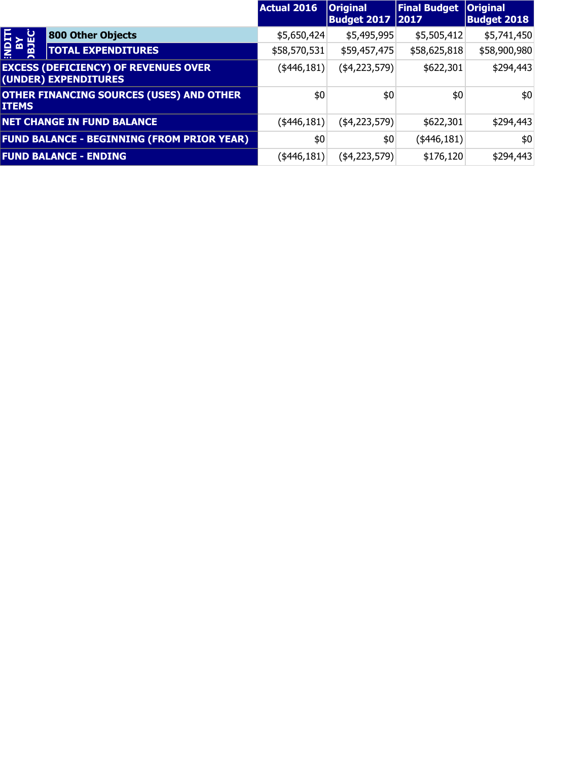| | | Actual 2016 | Original Budget 2017 | Final Budget 2017 | Original Budget 2018 |
|---|---|---|---|---|---|
| EXPENDITURES BY OBJECT | **800 Other Objects** | $5,650,424 | $5,495,995 | $5,505,412 | $5,741,450 |
| | **TOTAL EXPENDITURES** | $58,570,531 | $59,457,475 | $58,625,818 | $58,900,980 |
| **EXCESS (DEFICIENCY) OF REVENUES OVER (UNDER) EXPENDITURES** | | ($446,181) | ($4,223,579) | $622,301 | $294,443 |
| **OTHER FINANCING SOURCES (USES) AND OTHER ITEMS** | | $0 | $0 | $0 | $0 |
| **NET CHANGE IN FUND BALANCE** | | ($446,181) | ($4,223,579) | $622,301 | $294,443 |
| **FUND BALANCE - BEGINNING (FROM PRIOR YEAR)** | | $0 | $0 | ($446,181) | $0 |
| **FUND BALANCE - ENDING** | | ($446,181) | ($4,223,579) | $176,120 | $294,443 |